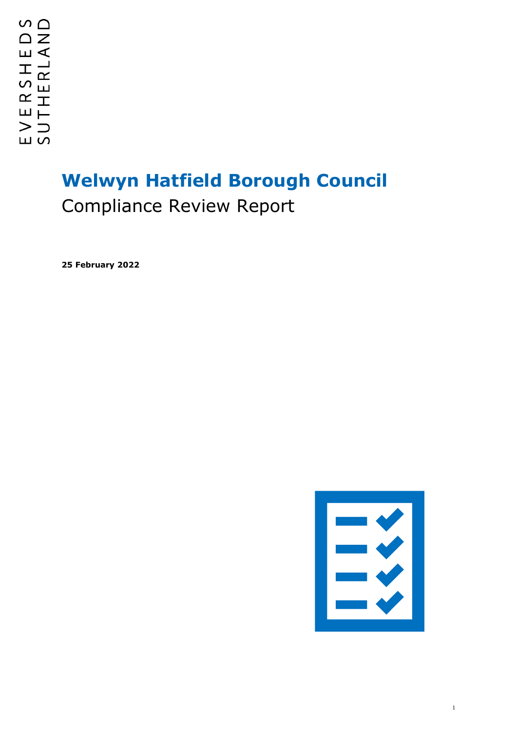EVERSHEDS SUTHERLAND

# Welwyn Hatfield Borough Council

Compliance Review Report

**25 February 2022**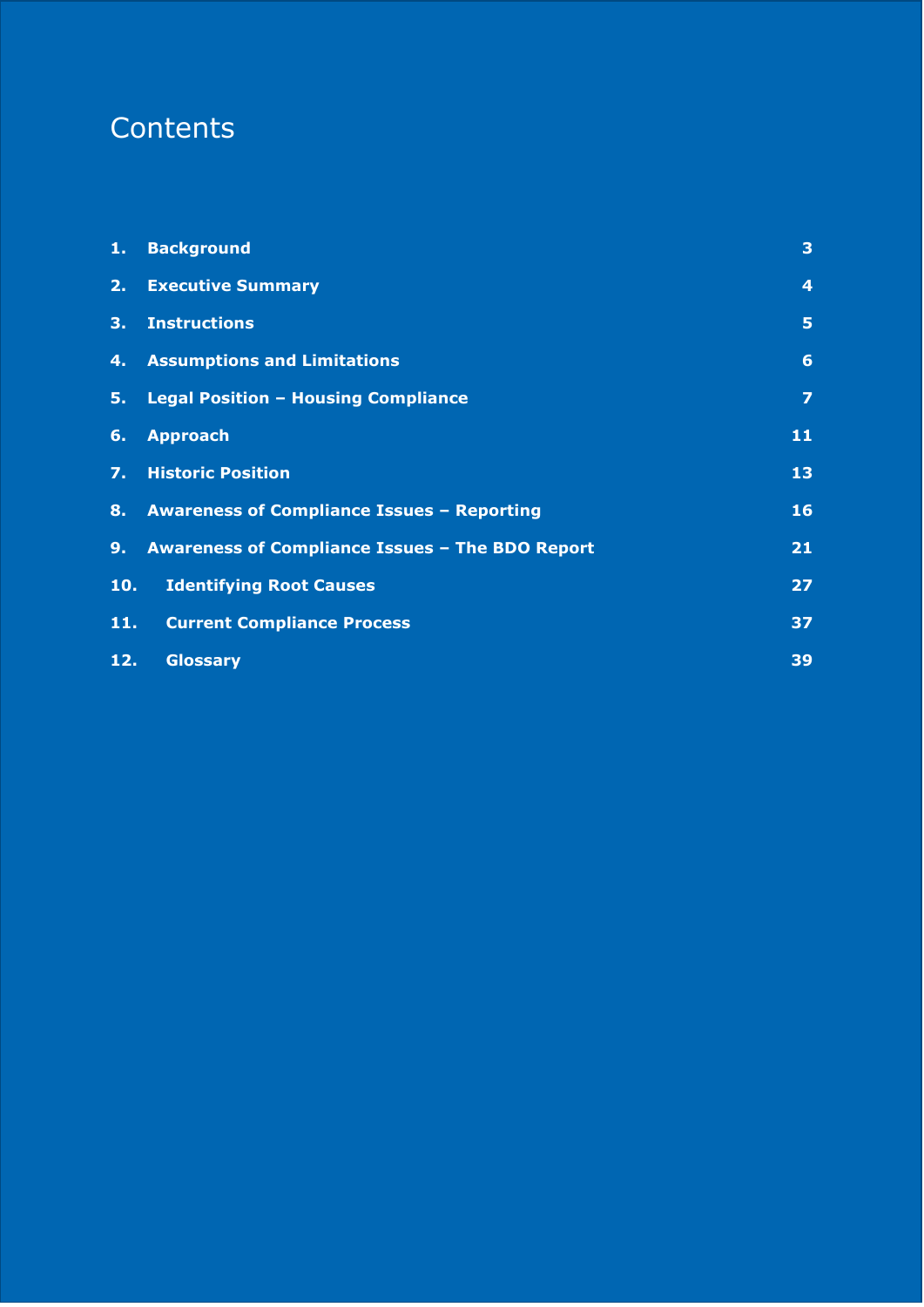# Contents

| | | |
|---|---|---|
| **1.** | **Background** | **3** |
| **2.** | **Executive Summary** | **4** |
| **3.** | **Instructions** | **5** |
| **4.** | **Assumptions and Limitations** | **6** |
| **5.** | **Legal Position – Housing Compliance** | **7** |
| **6.** | **Approach** | **11** |
| **7.** | **Historic Position** | **13** |
| **8.** | **Awareness of Compliance Issues – Reporting** | **16** |
| **9.** | **Awareness of Compliance Issues – The BDO Report** | **21** |
| **10.** | **Identifying Root Causes** | **27** |
| **11.** | **Current Compliance Process** | **37** |
| **12.** | **Glossary** | **39** |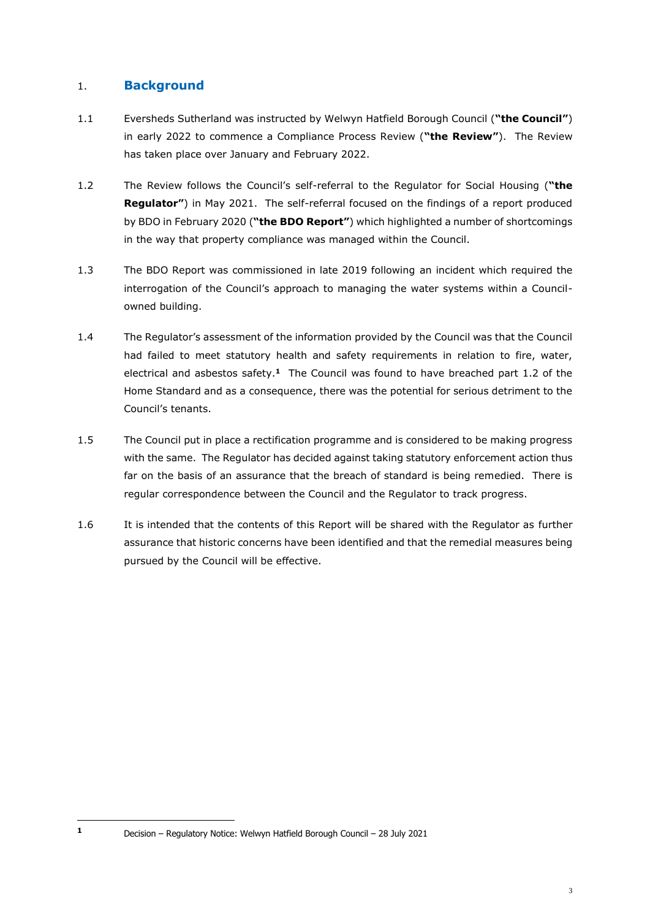## 1. Background

1.1 Eversheds Sutherland was instructed by Welwyn Hatfield Borough Council (**"the Council"**) in early 2022 to commence a Compliance Process Review (**"the Review"**). The Review has taken place over January and February 2022.

1.2 The Review follows the Council's self-referral to the Regulator for Social Housing (**"the Regulator"**) in May 2021. The self-referral focused on the findings of a report produced by BDO in February 2020 (**"the BDO Report"**) which highlighted a number of shortcomings in the way that property compliance was managed within the Council.

1.3 The BDO Report was commissioned in late 2019 following an incident which required the interrogation of the Council's approach to managing the water systems within a Council-owned building.

1.4 The Regulator's assessment of the information provided by the Council was that the Council had failed to meet statutory health and safety requirements in relation to fire, water, electrical and asbestos safety.[1] The Council was found to have breached part 1.2 of the Home Standard and as a consequence, there was the potential for serious detriment to the Council's tenants.

1.5 The Council put in place a rectification programme and is considered to be making progress with the same. The Regulator has decided against taking statutory enforcement action thus far on the basis of an assurance that the breach of standard is being remedied. There is regular correspondence between the Council and the Regulator to track progress.

1.6 It is intended that the contents of this Report will be shared with the Regulator as further assurance that historic concerns have been identified and that the remedial measures being pursued by the Council will be effective.

---

[1] Decision – Regulatory Notice: Welwyn Hatfield Borough Council – 28 July 2021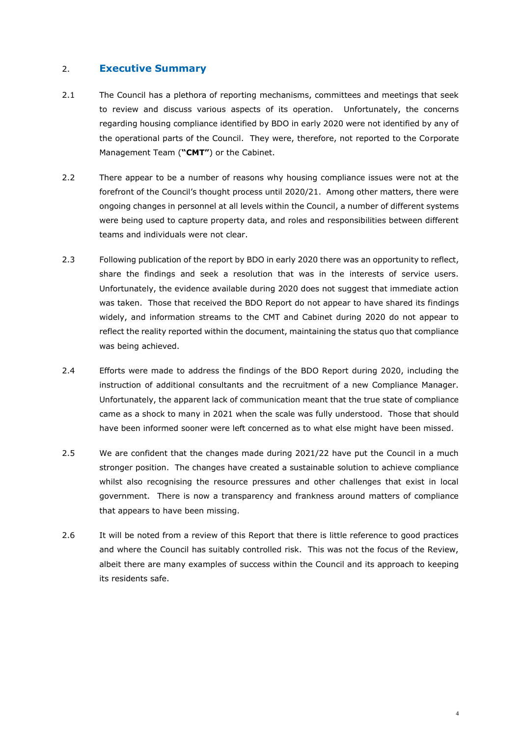## 2. Executive Summary

2.1 The Council has a plethora of reporting mechanisms, committees and meetings that seek to review and discuss various aspects of its operation. Unfortunately, the concerns regarding housing compliance identified by BDO in early 2020 were not identified by any of the operational parts of the Council. They were, therefore, not reported to the Corporate Management Team (**"CMT"**) or the Cabinet.

2.2 There appear to be a number of reasons why housing compliance issues were not at the forefront of the Council's thought process until 2020/21. Among other matters, there were ongoing changes in personnel at all levels within the Council, a number of different systems were being used to capture property data, and roles and responsibilities between different teams and individuals were not clear.

2.3 Following publication of the report by BDO in early 2020 there was an opportunity to reflect, share the findings and seek a resolution that was in the interests of service users. Unfortunately, the evidence available during 2020 does not suggest that immediate action was taken. Those that received the BDO Report do not appear to have shared its findings widely, and information streams to the CMT and Cabinet during 2020 do not appear to reflect the reality reported within the document, maintaining the status quo that compliance was being achieved.

2.4 Efforts were made to address the findings of the BDO Report during 2020, including the instruction of additional consultants and the recruitment of a new Compliance Manager. Unfortunately, the apparent lack of communication meant that the true state of compliance came as a shock to many in 2021 when the scale was fully understood. Those that should have been informed sooner were left concerned as to what else might have been missed.

2.5 We are confident that the changes made during 2021/22 have put the Council in a much stronger position. The changes have created a sustainable solution to achieve compliance whilst also recognising the resource pressures and other challenges that exist in local government. There is now a transparency and frankness around matters of compliance that appears to have been missing.

2.6 It will be noted from a review of this Report that there is little reference to good practices and where the Council has suitably controlled risk. This was not the focus of the Review, albeit there are many examples of success within the Council and its approach to keeping its residents safe.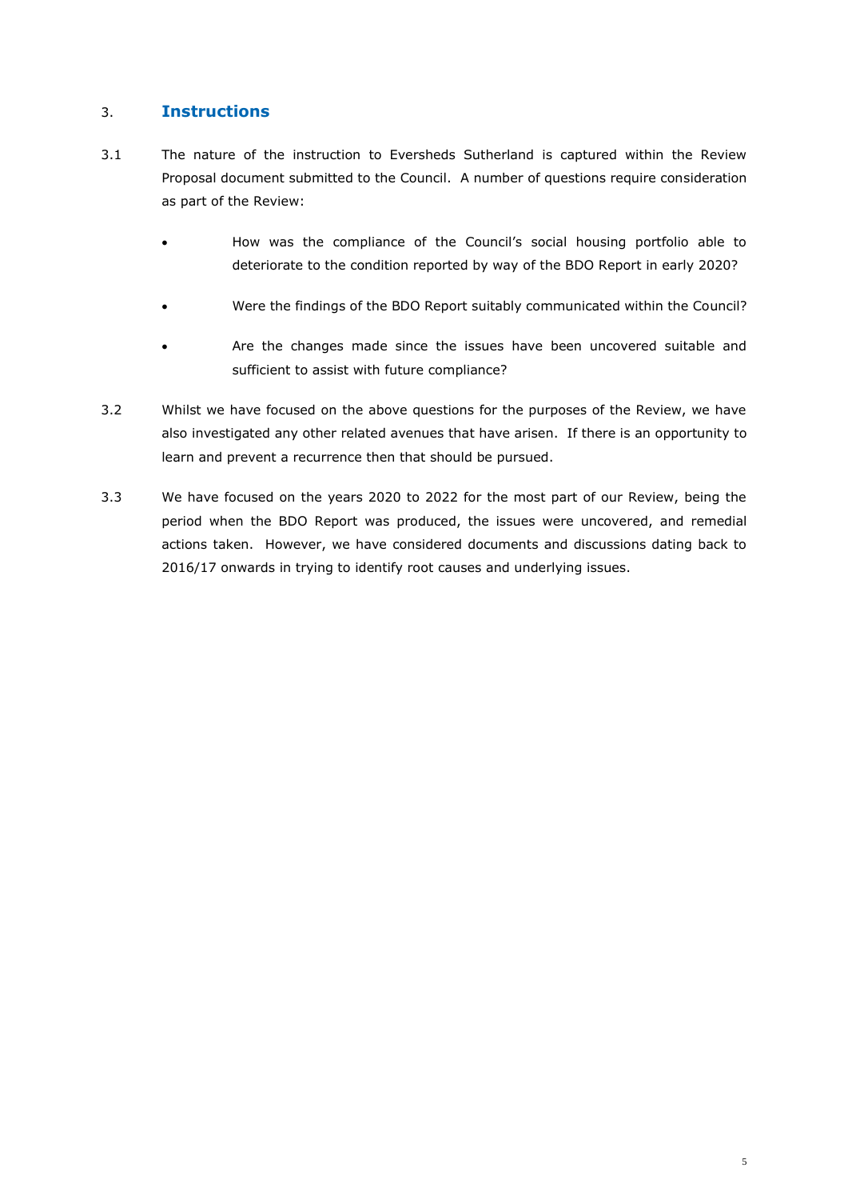## 3. Instructions

3.1 The nature of the instruction to Eversheds Sutherland is captured within the Review Proposal document submitted to the Council. A number of questions require consideration as part of the Review:

- How was the compliance of the Council's social housing portfolio able to deteriorate to the condition reported by way of the BDO Report in early 2020?
- Were the findings of the BDO Report suitably communicated within the Council?
- Are the changes made since the issues have been uncovered suitable and sufficient to assist with future compliance?

3.2 Whilst we have focused on the above questions for the purposes of the Review, we have also investigated any other related avenues that have arisen. If there is an opportunity to learn and prevent a recurrence then that should be pursued.

3.3 We have focused on the years 2020 to 2022 for the most part of our Review, being the period when the BDO Report was produced, the issues were uncovered, and remedial actions taken. However, we have considered documents and discussions dating back to 2016/17 onwards in trying to identify root causes and underlying issues.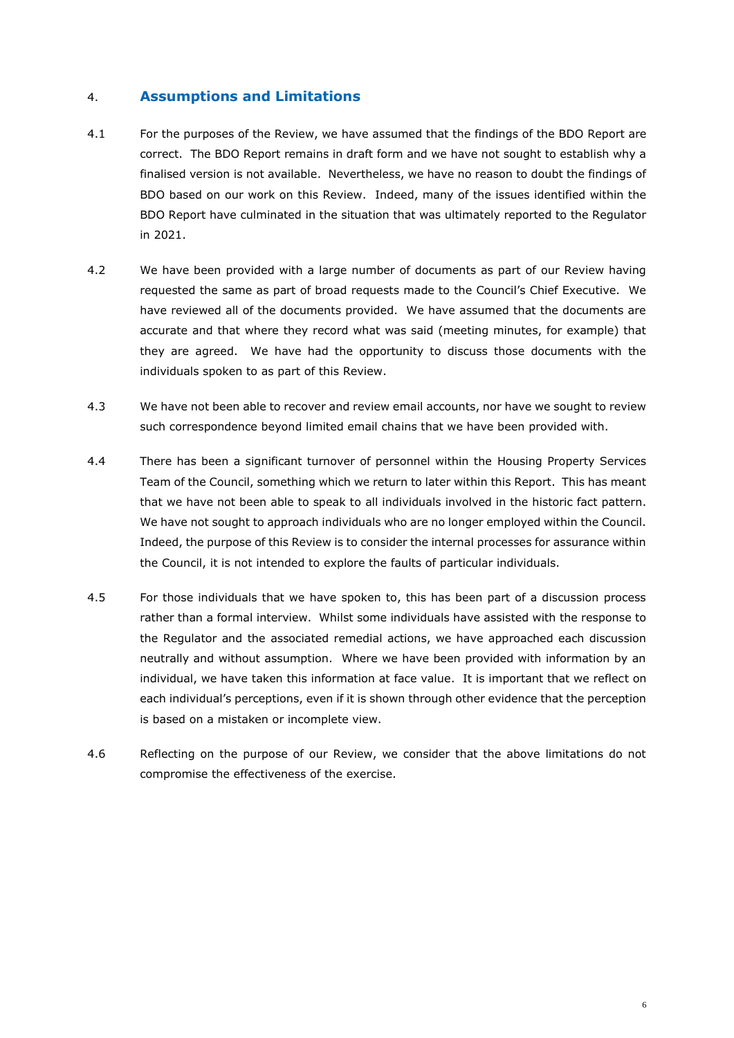## 4. Assumptions and Limitations

4.1 For the purposes of the Review, we have assumed that the findings of the BDO Report are correct. The BDO Report remains in draft form and we have not sought to establish why a finalised version is not available. Nevertheless, we have no reason to doubt the findings of BDO based on our work on this Review. Indeed, many of the issues identified within the BDO Report have culminated in the situation that was ultimately reported to the Regulator in 2021.

4.2 We have been provided with a large number of documents as part of our Review having requested the same as part of broad requests made to the Council's Chief Executive. We have reviewed all of the documents provided. We have assumed that the documents are accurate and that where they record what was said (meeting minutes, for example) that they are agreed. We have had the opportunity to discuss those documents with the individuals spoken to as part of this Review.

4.3 We have not been able to recover and review email accounts, nor have we sought to review such correspondence beyond limited email chains that we have been provided with.

4.4 There has been a significant turnover of personnel within the Housing Property Services Team of the Council, something which we return to later within this Report. This has meant that we have not been able to speak to all individuals involved in the historic fact pattern. We have not sought to approach individuals who are no longer employed within the Council. Indeed, the purpose of this Review is to consider the internal processes for assurance within the Council, it is not intended to explore the faults of particular individuals.

4.5 For those individuals that we have spoken to, this has been part of a discussion process rather than a formal interview. Whilst some individuals have assisted with the response to the Regulator and the associated remedial actions, we have approached each discussion neutrally and without assumption. Where we have been provided with information by an individual, we have taken this information at face value. It is important that we reflect on each individual's perceptions, even if it is shown through other evidence that the perception is based on a mistaken or incomplete view.

4.6 Reflecting on the purpose of our Review, we consider that the above limitations do not compromise the effectiveness of the exercise.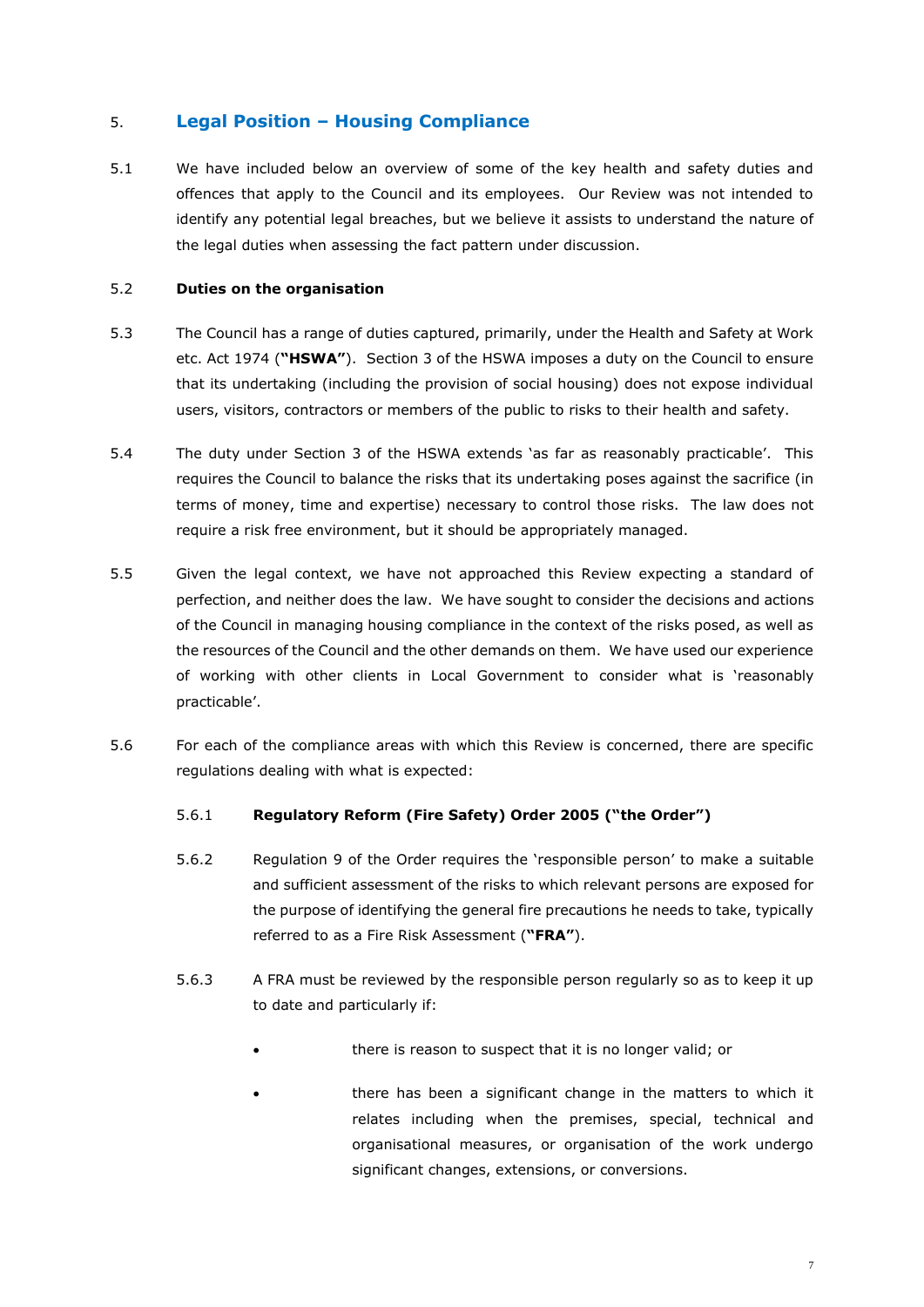## 5. Legal Position – Housing Compliance

5.1 We have included below an overview of some of the key health and safety duties and offences that apply to the Council and its employees. Our Review was not intended to identify any potential legal breaches, but we believe it assists to understand the nature of the legal duties when assessing the fact pattern under discussion.

5.2 **Duties on the organisation**

5.3 The Council has a range of duties captured, primarily, under the Health and Safety at Work etc. Act 1974 (**"HSWA"**). Section 3 of the HSWA imposes a duty on the Council to ensure that its undertaking (including the provision of social housing) does not expose individual users, visitors, contractors or members of the public to risks to their health and safety.

5.4 The duty under Section 3 of the HSWA extends 'as far as reasonably practicable'. This requires the Council to balance the risks that its undertaking poses against the sacrifice (in terms of money, time and expertise) necessary to control those risks. The law does not require a risk free environment, but it should be appropriately managed.

5.5 Given the legal context, we have not approached this Review expecting a standard of perfection, and neither does the law. We have sought to consider the decisions and actions of the Council in managing housing compliance in the context of the risks posed, as well as the resources of the Council and the other demands on them. We have used our experience of working with other clients in Local Government to consider what is 'reasonably practicable'.

5.6 For each of the compliance areas with which this Review is concerned, there are specific regulations dealing with what is expected:

5.6.1 **Regulatory Reform (Fire Safety) Order 2005 ("the Order")**

5.6.2 Regulation 9 of the Order requires the 'responsible person' to make a suitable and sufficient assessment of the risks to which relevant persons are exposed for the purpose of identifying the general fire precautions he needs to take, typically referred to as a Fire Risk Assessment (**"FRA"**).

5.6.3 A FRA must be reviewed by the responsible person regularly so as to keep it up to date and particularly if:

- there is reason to suspect that it is no longer valid; or
- there has been a significant change in the matters to which it relates including when the premises, special, technical and organisational measures, or organisation of the work undergo significant changes, extensions, or conversions.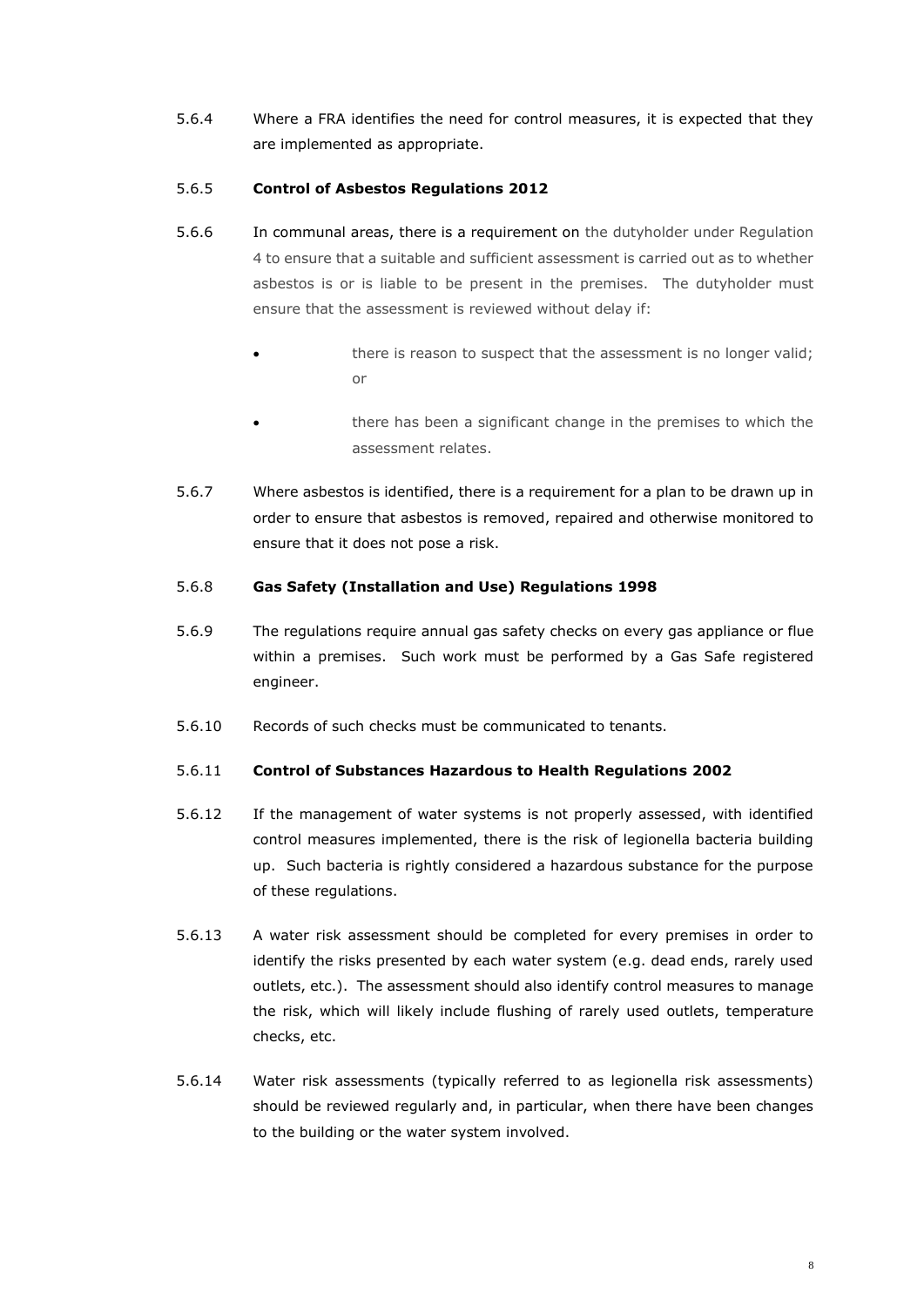5.6.4 Where a FRA identifies the need for control measures, it is expected that they are implemented as appropriate.

5.6.5 **Control of Asbestos Regulations 2012**

5.6.6 In communal areas, there is a requirement on the dutyholder under Regulation 4 to ensure that a suitable and sufficient assessment is carried out as to whether asbestos is or is liable to be present in the premises. The dutyholder must ensure that the assessment is reviewed without delay if:

- there is reason to suspect that the assessment is no longer valid; or
- there has been a significant change in the premises to which the assessment relates.

5.6.7 Where asbestos is identified, there is a requirement for a plan to be drawn up in order to ensure that asbestos is removed, repaired and otherwise monitored to ensure that it does not pose a risk.

5.6.8 **Gas Safety (Installation and Use) Regulations 1998**

5.6.9 The regulations require annual gas safety checks on every gas appliance or flue within a premises. Such work must be performed by a Gas Safe registered engineer.

5.6.10 Records of such checks must be communicated to tenants.

5.6.11 **Control of Substances Hazardous to Health Regulations 2002**

5.6.12 If the management of water systems is not properly assessed, with identified control measures implemented, there is the risk of legionella bacteria building up. Such bacteria is rightly considered a hazardous substance for the purpose of these regulations.

5.6.13 A water risk assessment should be completed for every premises in order to identify the risks presented by each water system (e.g. dead ends, rarely used outlets, etc.). The assessment should also identify control measures to manage the risk, which will likely include flushing of rarely used outlets, temperature checks, etc.

5.6.14 Water risk assessments (typically referred to as legionella risk assessments) should be reviewed regularly and, in particular, when there have been changes to the building or the water system involved.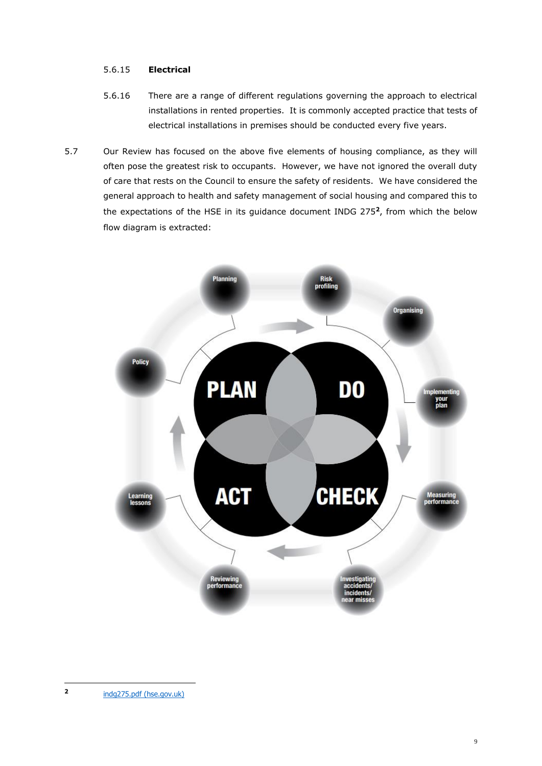5.6.15 **Electrical**

5.6.16 There are a range of different regulations governing the approach to electrical installations in rented properties. It is commonly accepted practice that tests of electrical installations in premises should be conducted every five years.

5.7 Our Review has focused on the above five elements of housing compliance, as they will often pose the greatest risk to occupants. However, we have not ignored the overall duty of care that rests on the Council to ensure the safety of residents. We have considered the general approach to health and safety management of social housing and compared this to the expectations of the HSE in its guidance document INDG 275[2], from which the below flow diagram is extracted:

PLAN DO CHECK ACT

Planning, Risk profiling, Organising, Implementing your plan, Measuring performance, Investigating accidents/ incidents/ near misses, Reviewing performance, Learning lessons, Policy

[2] indg275.pdf (hse.gov.uk)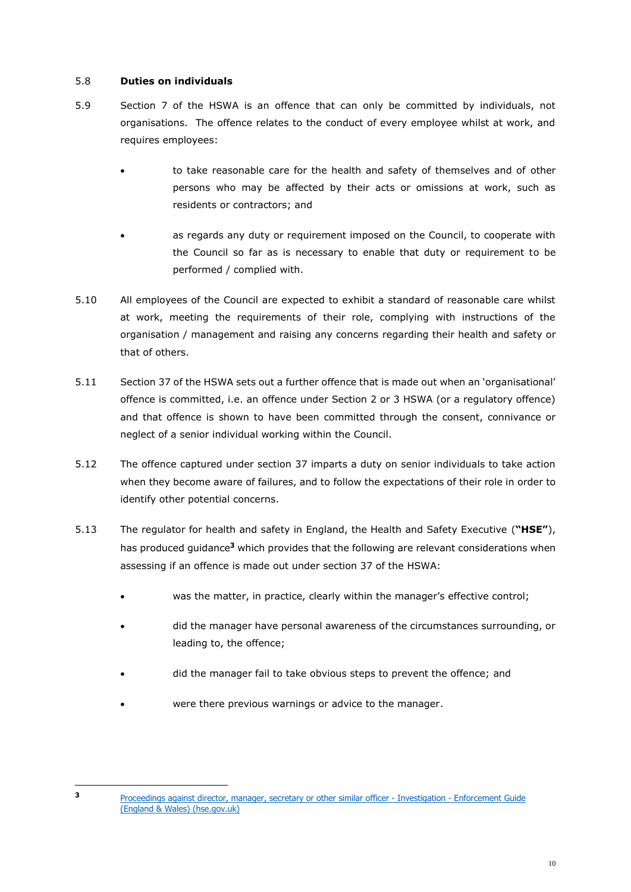5.8 **Duties on individuals**

5.9 Section 7 of the HSWA is an offence that can only be committed by individuals, not organisations. The offence relates to the conduct of every employee whilst at work, and requires employees:

- to take reasonable care for the health and safety of themselves and of other persons who may be affected by their acts or omissions at work, such as residents or contractors; and
- as regards any duty or requirement imposed on the Council, to cooperate with the Council so far as is necessary to enable that duty or requirement to be performed / complied with.

5.10 All employees of the Council are expected to exhibit a standard of reasonable care whilst at work, meeting the requirements of their role, complying with instructions of the organisation / management and raising any concerns regarding their health and safety or that of others.

5.11 Section 37 of the HSWA sets out a further offence that is made out when an 'organisational' offence is committed, i.e. an offence under Section 2 or 3 HSWA (or a regulatory offence) and that offence is shown to have been committed through the consent, connivance or neglect of a senior individual working within the Council.

5.12 The offence captured under section 37 imparts a duty on senior individuals to take action when they become aware of failures, and to follow the expectations of their role in order to identify other potential concerns.

5.13 The regulator for health and safety in England, the Health and Safety Executive (**"HSE"**), has produced guidance[3] which provides that the following are relevant considerations when assessing if an offence is made out under section 37 of the HSWA:

- was the matter, in practice, clearly within the manager's effective control;
- did the manager have personal awareness of the circumstances surrounding, or leading to, the offence;
- did the manager fail to take obvious steps to prevent the offence; and
- were there previous warnings or advice to the manager.

---

[3] Proceedings against director, manager, secretary or other similar officer - Investigation - Enforcement Guide (England & Wales) (hse.gov.uk)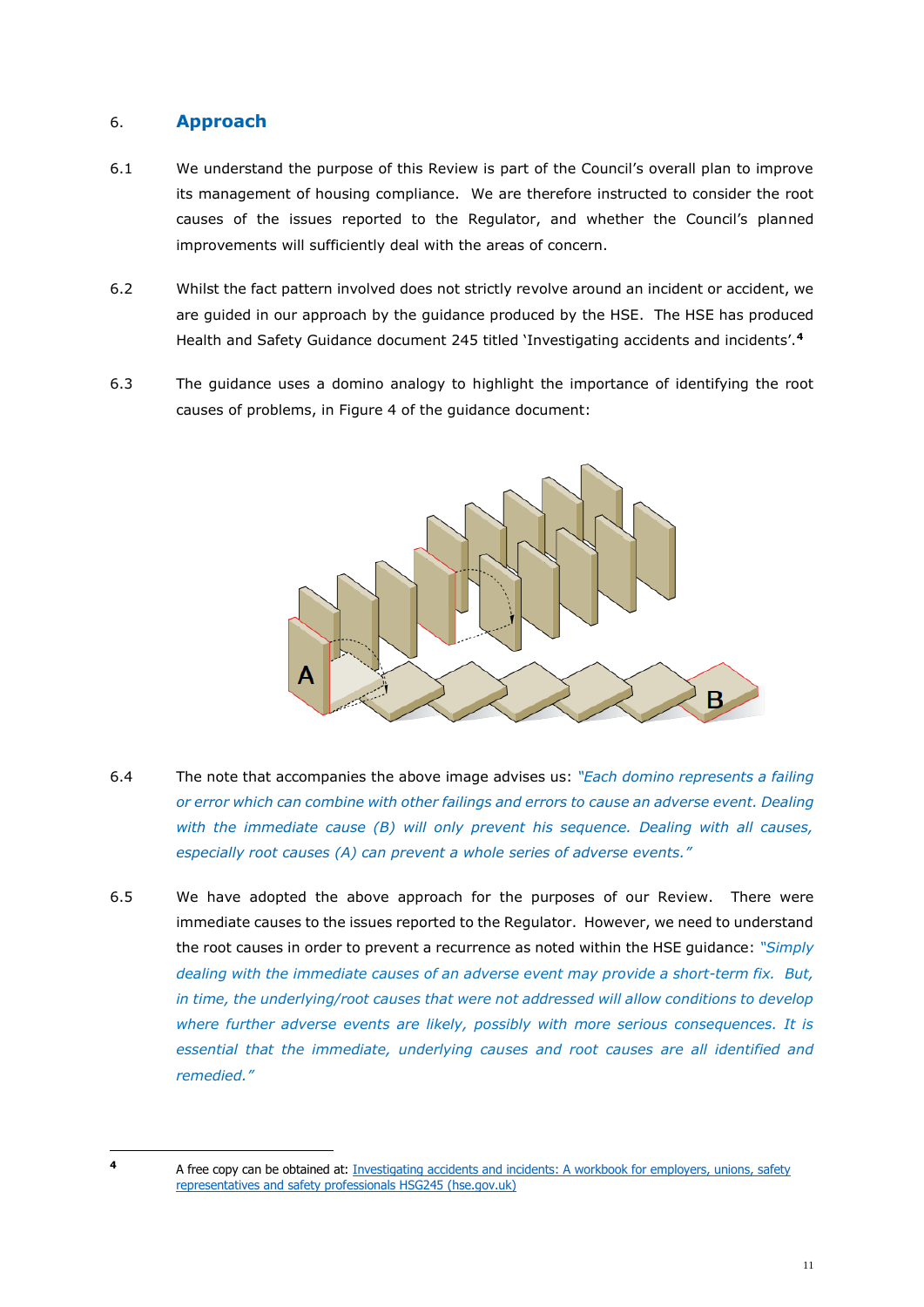## 6. Approach

6.1 We understand the purpose of this Review is part of the Council's overall plan to improve its management of housing compliance. We are therefore instructed to consider the root causes of the issues reported to the Regulator, and whether the Council's planned improvements will sufficiently deal with the areas of concern.

6.2 Whilst the fact pattern involved does not strictly revolve around an incident or accident, we are guided in our approach by the guidance produced by the HSE. The HSE has produced Health and Safety Guidance document 245 titled 'Investigating accidents and incidents'.[4]

6.3 The guidance uses a domino analogy to highlight the importance of identifying the root causes of problems, in Figure 4 of the guidance document:

6.4 The note that accompanies the above image advises us: *"Each domino represents a failing or error which can combine with other failings and errors to cause an adverse event. Dealing with the immediate cause (B) will only prevent his sequence. Dealing with all causes, especially root causes (A) can prevent a whole series of adverse events."*

6.5 We have adopted the above approach for the purposes of our Review. There were immediate causes to the issues reported to the Regulator. However, we need to understand the root causes in order to prevent a recurrence as noted within the HSE guidance: *"Simply dealing with the immediate causes of an adverse event may provide a short-term fix. But, in time, the underlying/root causes that were not addressed will allow conditions to develop where further adverse events are likely, possibly with more serious consequences. It is essential that the immediate, underlying causes and root causes are all identified and remedied."*

---

[4] A free copy can be obtained at: [Investigating accidents and incidents: A workbook for employers, unions, safety representatives and safety professionals HSG245 (hse.gov.uk)]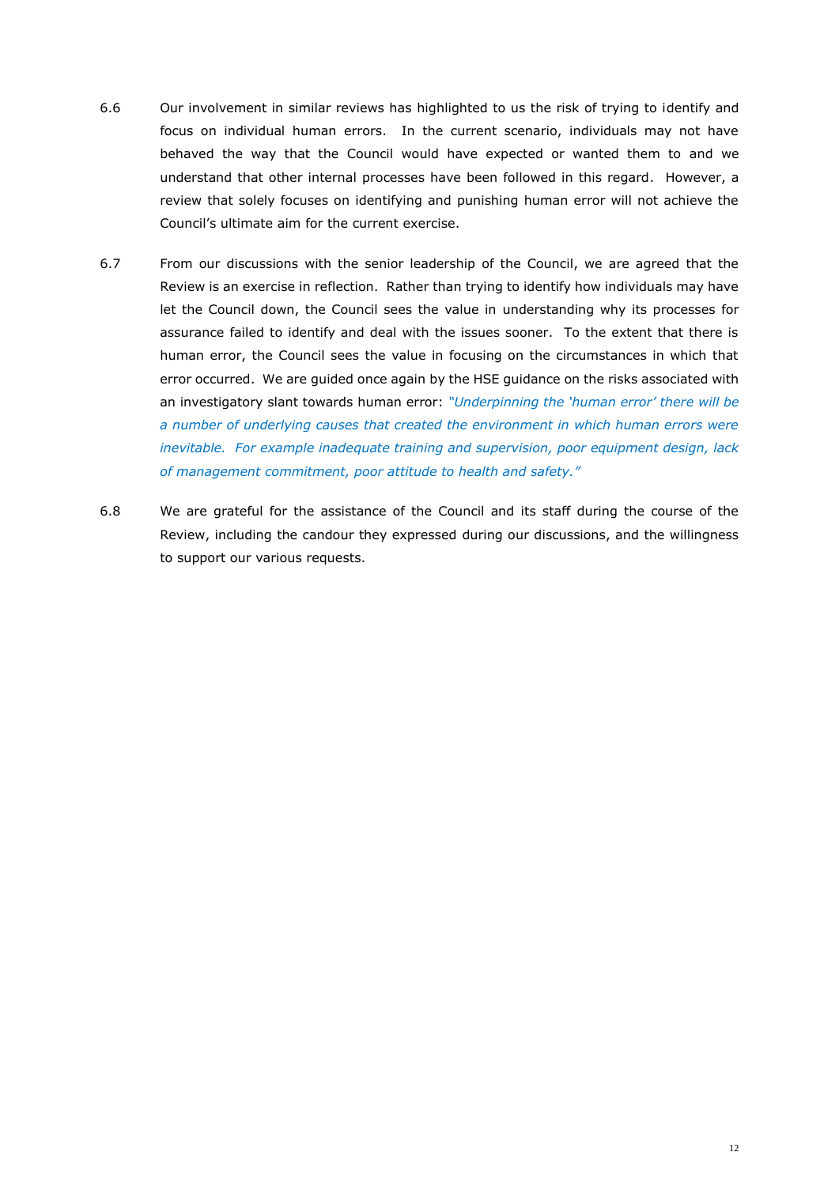6.6 Our involvement in similar reviews has highlighted to us the risk of trying to identify and focus on individual human errors. In the current scenario, individuals may not have behaved the way that the Council would have expected or wanted them to and we understand that other internal processes have been followed in this regard. However, a review that solely focuses on identifying and punishing human error will not achieve the Council's ultimate aim for the current exercise.

6.7 From our discussions with the senior leadership of the Council, we are agreed that the Review is an exercise in reflection. Rather than trying to identify how individuals may have let the Council down, the Council sees the value in understanding why its processes for assurance failed to identify and deal with the issues sooner. To the extent that there is human error, the Council sees the value in focusing on the circumstances in which that error occurred. We are guided once again by the HSE guidance on the risks associated with an investigatory slant towards human error: *"Underpinning the 'human error' there will be a number of underlying causes that created the environment in which human errors were inevitable. For example inadequate training and supervision, poor equipment design, lack of management commitment, poor attitude to health and safety."*

6.8 We are grateful for the assistance of the Council and its staff during the course of the Review, including the candour they expressed during our discussions, and the willingness to support our various requests.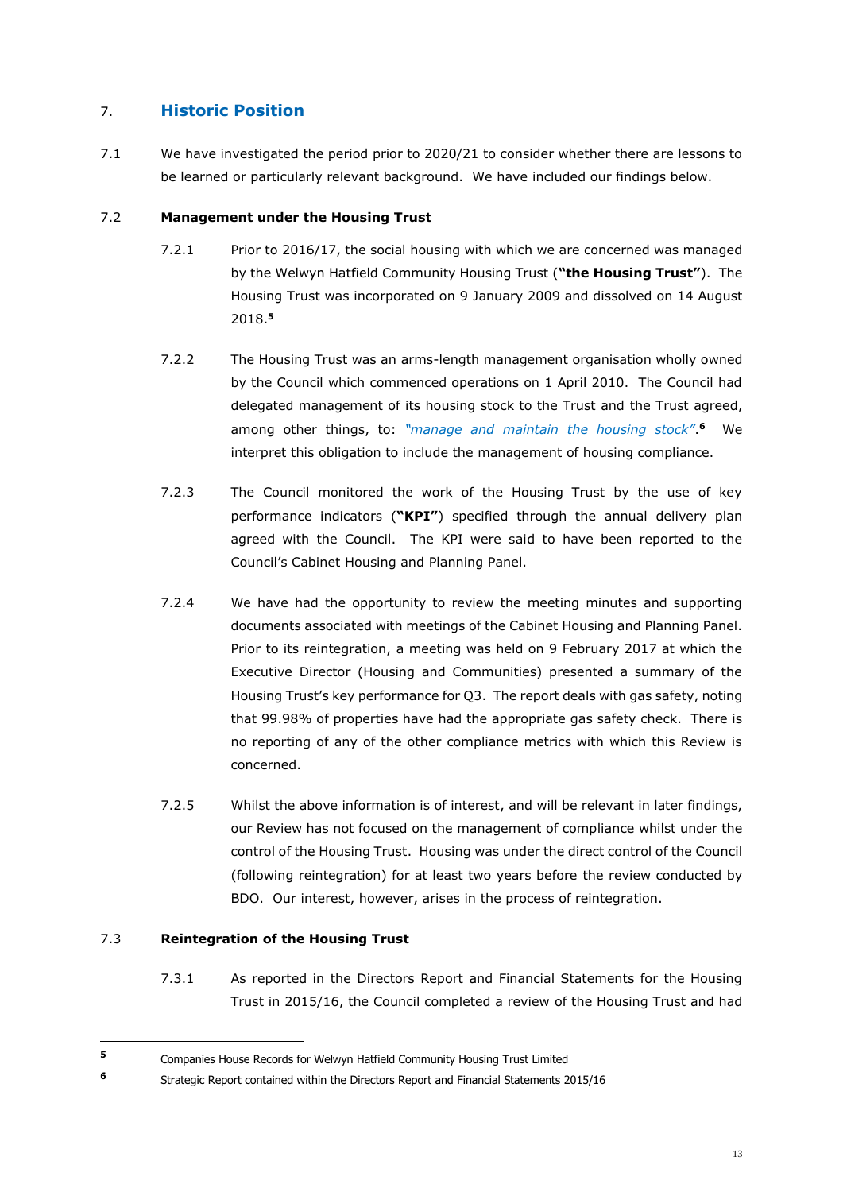## 7. Historic Position

7.1 We have investigated the period prior to 2020/21 to consider whether there are lessons to be learned or particularly relevant background. We have included our findings below.

### 7.2 Management under the Housing Trust

7.2.1 Prior to 2016/17, the social housing with which we are concerned was managed by the Welwyn Hatfield Community Housing Trust (**"the Housing Trust"**). The Housing Trust was incorporated on 9 January 2009 and dissolved on 14 August 2018.[5]

7.2.2 The Housing Trust was an arms-length management organisation wholly owned by the Council which commenced operations on 1 April 2010. The Council had delegated management of its housing stock to the Trust and the Trust agreed, among other things, to: *"manage and maintain the housing stock"*.[6] We interpret this obligation to include the management of housing compliance.

7.2.3 The Council monitored the work of the Housing Trust by the use of key performance indicators (**"KPI"**) specified through the annual delivery plan agreed with the Council. The KPI were said to have been reported to the Council's Cabinet Housing and Planning Panel.

7.2.4 We have had the opportunity to review the meeting minutes and supporting documents associated with meetings of the Cabinet Housing and Planning Panel. Prior to its reintegration, a meeting was held on 9 February 2017 at which the Executive Director (Housing and Communities) presented a summary of the Housing Trust's key performance for Q3. The report deals with gas safety, noting that 99.98% of properties have had the appropriate gas safety check. There is no reporting of any of the other compliance metrics with which this Review is concerned.

7.2.5 Whilst the above information is of interest, and will be relevant in later findings, our Review has not focused on the management of compliance whilst under the control of the Housing Trust. Housing was under the direct control of the Council (following reintegration) for at least two years before the review conducted by BDO. Our interest, however, arises in the process of reintegration.

### 7.3 Reintegration of the Housing Trust

7.3.1 As reported in the Directors Report and Financial Statements for the Housing Trust in 2015/16, the Council completed a review of the Housing Trust and had

---

[5] Companies House Records for Welwyn Hatfield Community Housing Trust Limited

[6] Strategic Report contained within the Directors Report and Financial Statements 2015/16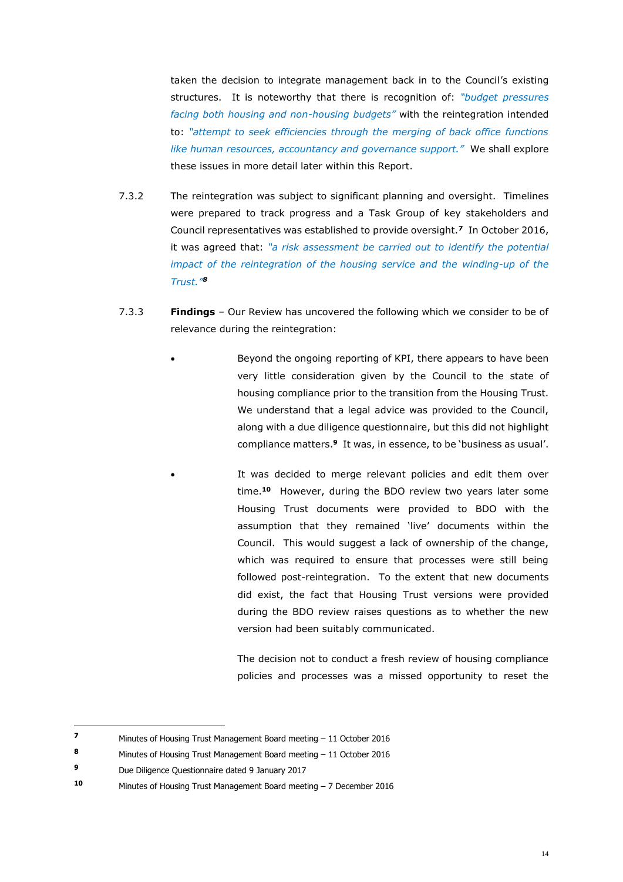taken the decision to integrate management back in to the Council's existing structures. It is noteworthy that there is recognition of: *"budget pressures facing both housing and non-housing budgets"* with the reintegration intended to: *"attempt to seek efficiencies through the merging of back office functions like human resources, accountancy and governance support."* We shall explore these issues in more detail later within this Report.

7.3.2 The reintegration was subject to significant planning and oversight. Timelines were prepared to track progress and a Task Group of key stakeholders and Council representatives was established to provide oversight.[7] In October 2016, it was agreed that: *"a risk assessment be carried out to identify the potential impact of the reintegration of the housing service and the winding-up of the Trust."*[8]

7.3.3 **Findings** – Our Review has uncovered the following which we consider to be of relevance during the reintegration:

- Beyond the ongoing reporting of KPI, there appears to have been very little consideration given by the Council to the state of housing compliance prior to the transition from the Housing Trust. We understand that a legal advice was provided to the Council, along with a due diligence questionnaire, but this did not highlight compliance matters.[9] It was, in essence, to be 'business as usual'.

- It was decided to merge relevant policies and edit them over time.[10] However, during the BDO review two years later some Housing Trust documents were provided to BDO with the assumption that they remained 'live' documents within the Council. This would suggest a lack of ownership of the change, which was required to ensure that processes were still being followed post-reintegration. To the extent that new documents did exist, the fact that Housing Trust versions were provided during the BDO review raises questions as to whether the new version had been suitably communicated.

  The decision not to conduct a fresh review of housing compliance policies and processes was a missed opportunity to reset the

---

[7] Minutes of Housing Trust Management Board meeting – 11 October 2016

[8] Minutes of Housing Trust Management Board meeting – 11 October 2016

[9] Due Diligence Questionnaire dated 9 January 2017

[10] Minutes of Housing Trust Management Board meeting – 7 December 2016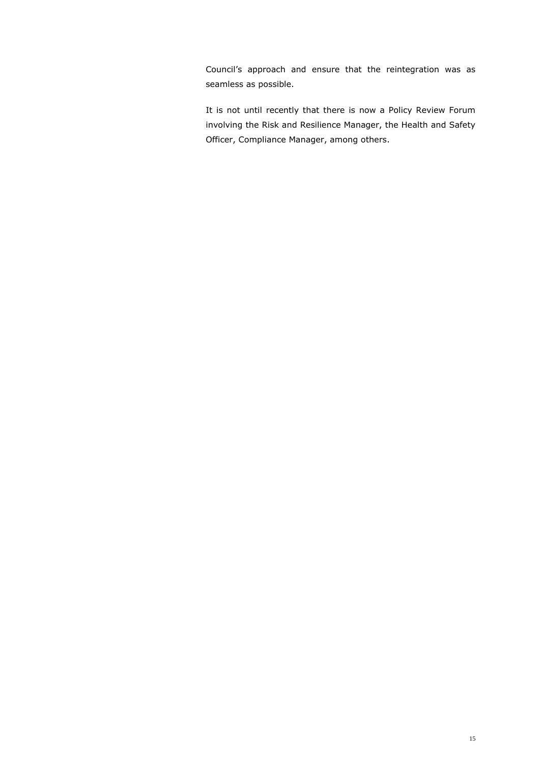Council's approach and ensure that the reintegration was as seamless as possible.

It is not until recently that there is now a Policy Review Forum involving the Risk and Resilience Manager, the Health and Safety Officer, Compliance Manager, among others.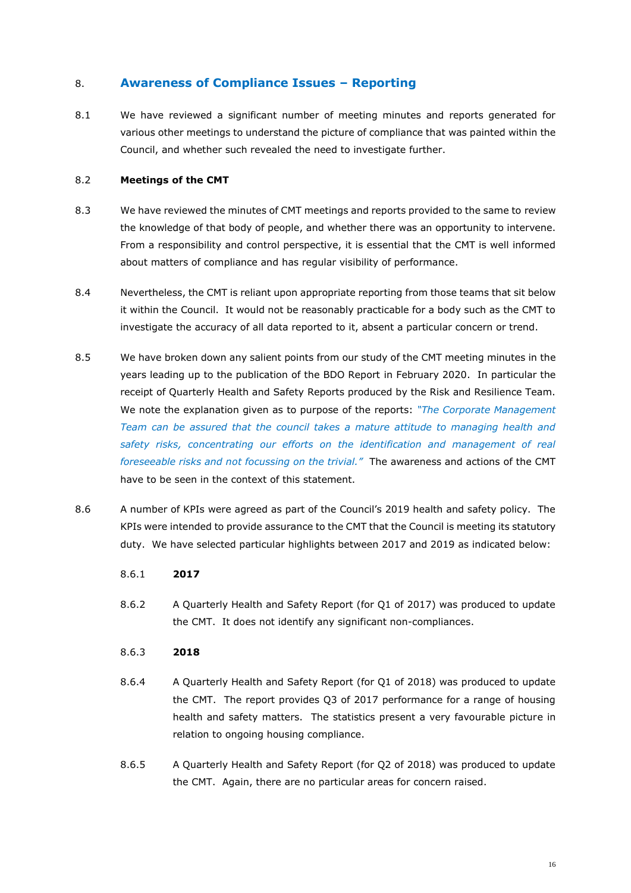## 8. Awareness of Compliance Issues – Reporting

8.1 We have reviewed a significant number of meeting minutes and reports generated for various other meetings to understand the picture of compliance that was painted within the Council, and whether such revealed the need to investigate further.

8.2 **Meetings of the CMT**

8.3 We have reviewed the minutes of CMT meetings and reports provided to the same to review the knowledge of that body of people, and whether there was an opportunity to intervene. From a responsibility and control perspective, it is essential that the CMT is well informed about matters of compliance and has regular visibility of performance.

8.4 Nevertheless, the CMT is reliant upon appropriate reporting from those teams that sit below it within the Council. It would not be reasonably practicable for a body such as the CMT to investigate the accuracy of all data reported to it, absent a particular concern or trend.

8.5 We have broken down any salient points from our study of the CMT meeting minutes in the years leading up to the publication of the BDO Report in February 2020. In particular the receipt of Quarterly Health and Safety Reports produced by the Risk and Resilience Team. We note the explanation given as to purpose of the reports: *"The Corporate Management Team can be assured that the council takes a mature attitude to managing health and safety risks, concentrating our efforts on the identification and management of real foreseeable risks and not focussing on the trivial."* The awareness and actions of the CMT have to be seen in the context of this statement.

8.6 A number of KPIs were agreed as part of the Council's 2019 health and safety policy. The KPIs were intended to provide assurance to the CMT that the Council is meeting its statutory duty. We have selected particular highlights between 2017 and 2019 as indicated below:

8.6.1 **2017**

8.6.2 A Quarterly Health and Safety Report (for Q1 of 2017) was produced to update the CMT. It does not identify any significant non-compliances.

8.6.3 **2018**

8.6.4 A Quarterly Health and Safety Report (for Q1 of 2018) was produced to update the CMT. The report provides Q3 of 2017 performance for a range of housing health and safety matters. The statistics present a very favourable picture in relation to ongoing housing compliance.

8.6.5 A Quarterly Health and Safety Report (for Q2 of 2018) was produced to update the CMT. Again, there are no particular areas for concern raised.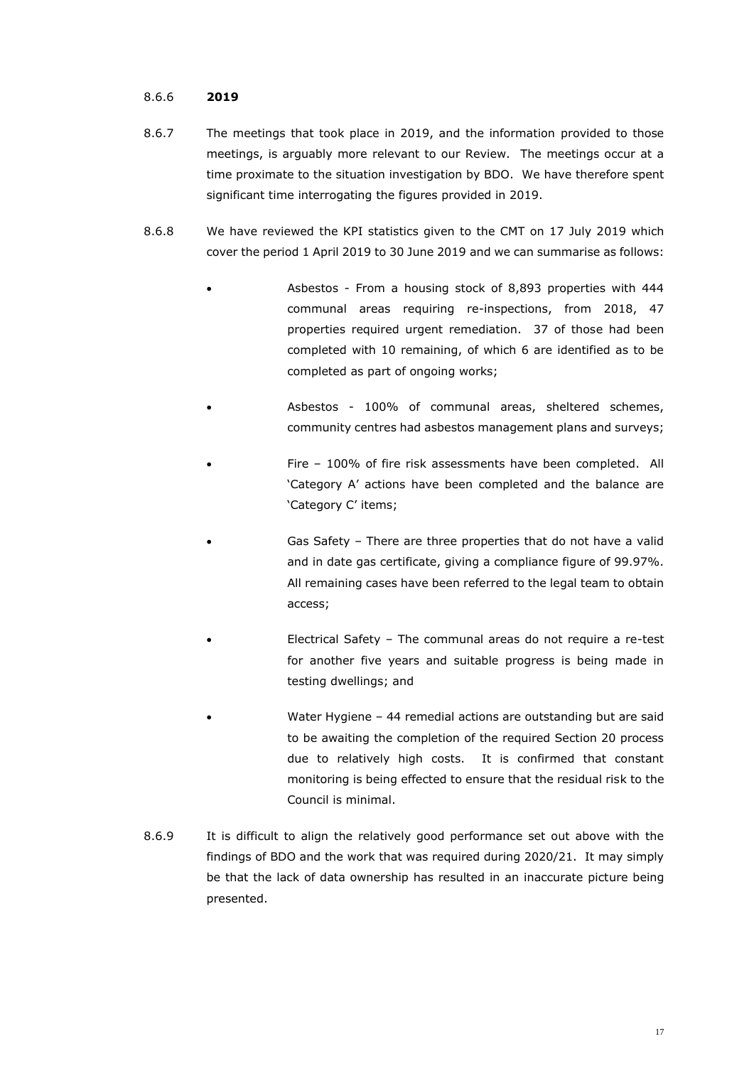8.6.6 **2019**

8.6.7 The meetings that took place in 2019, and the information provided to those meetings, is arguably more relevant to our Review. The meetings occur at a time proximate to the situation investigation by BDO. We have therefore spent significant time interrogating the figures provided in 2019.

8.6.8 We have reviewed the KPI statistics given to the CMT on 17 July 2019 which cover the period 1 April 2019 to 30 June 2019 and we can summarise as follows:

- Asbestos - From a housing stock of 8,893 properties with 444 communal areas requiring re-inspections, from 2018, 47 properties required urgent remediation. 37 of those had been completed with 10 remaining, of which 6 are identified as to be completed as part of ongoing works;
- Asbestos - 100% of communal areas, sheltered schemes, community centres had asbestos management plans and surveys;
- Fire – 100% of fire risk assessments have been completed. All 'Category A' actions have been completed and the balance are 'Category C' items;
- Gas Safety – There are three properties that do not have a valid and in date gas certificate, giving a compliance figure of 99.97%. All remaining cases have been referred to the legal team to obtain access;
- Electrical Safety – The communal areas do not require a re-test for another five years and suitable progress is being made in testing dwellings; and
- Water Hygiene – 44 remedial actions are outstanding but are said to be awaiting the completion of the required Section 20 process due to relatively high costs. It is confirmed that constant monitoring is being effected to ensure that the residual risk to the Council is minimal.

8.6.9 It is difficult to align the relatively good performance set out above with the findings of BDO and the work that was required during 2020/21. It may simply be that the lack of data ownership has resulted in an inaccurate picture being presented.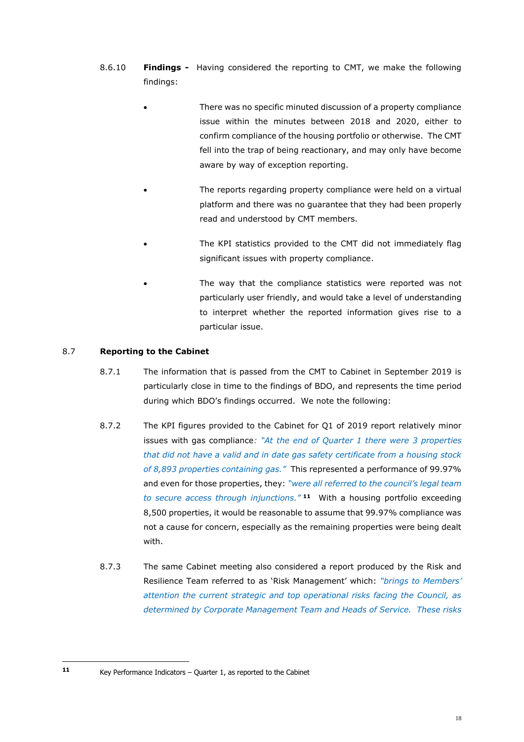8.6.10 **Findings -** Having considered the reporting to CMT, we make the following findings:

- There was no specific minuted discussion of a property compliance issue within the minutes between 2018 and 2020, either to confirm compliance of the housing portfolio or otherwise. The CMT fell into the trap of being reactionary, and may only have become aware by way of exception reporting.
- The reports regarding property compliance were held on a virtual platform and there was no guarantee that they had been properly read and understood by CMT members.
- The KPI statistics provided to the CMT did not immediately flag significant issues with property compliance.
- The way that the compliance statistics were reported was not particularly user friendly, and would take a level of understanding to interpret whether the reported information gives rise to a particular issue.

## 8.7 Reporting to the Cabinet

8.7.1 The information that is passed from the CMT to Cabinet in September 2019 is particularly close in time to the findings of BDO, and represents the time period during which BDO's findings occurred. We note the following:

8.7.2 The KPI figures provided to the Cabinet for Q1 of 2019 report relatively minor issues with gas compliance*: "At the end of Quarter 1 there were 3 properties that did not have a valid and in date gas safety certificate from a housing stock of 8,893 properties containing gas."* This represented a performance of 99.97% and even for those properties, they: *"were all referred to the council's legal team to secure access through injunctions."*[11] With a housing portfolio exceeding 8,500 properties, it would be reasonable to assume that 99.97% compliance was not a cause for concern, especially as the remaining properties were being dealt with.

8.7.3 The same Cabinet meeting also considered a report produced by the Risk and Resilience Team referred to as 'Risk Management' which: *"brings to Members' attention the current strategic and top operational risks facing the Council, as determined by Corporate Management Team and Heads of Service. These risks*

---

[11] Key Performance Indicators – Quarter 1, as reported to the Cabinet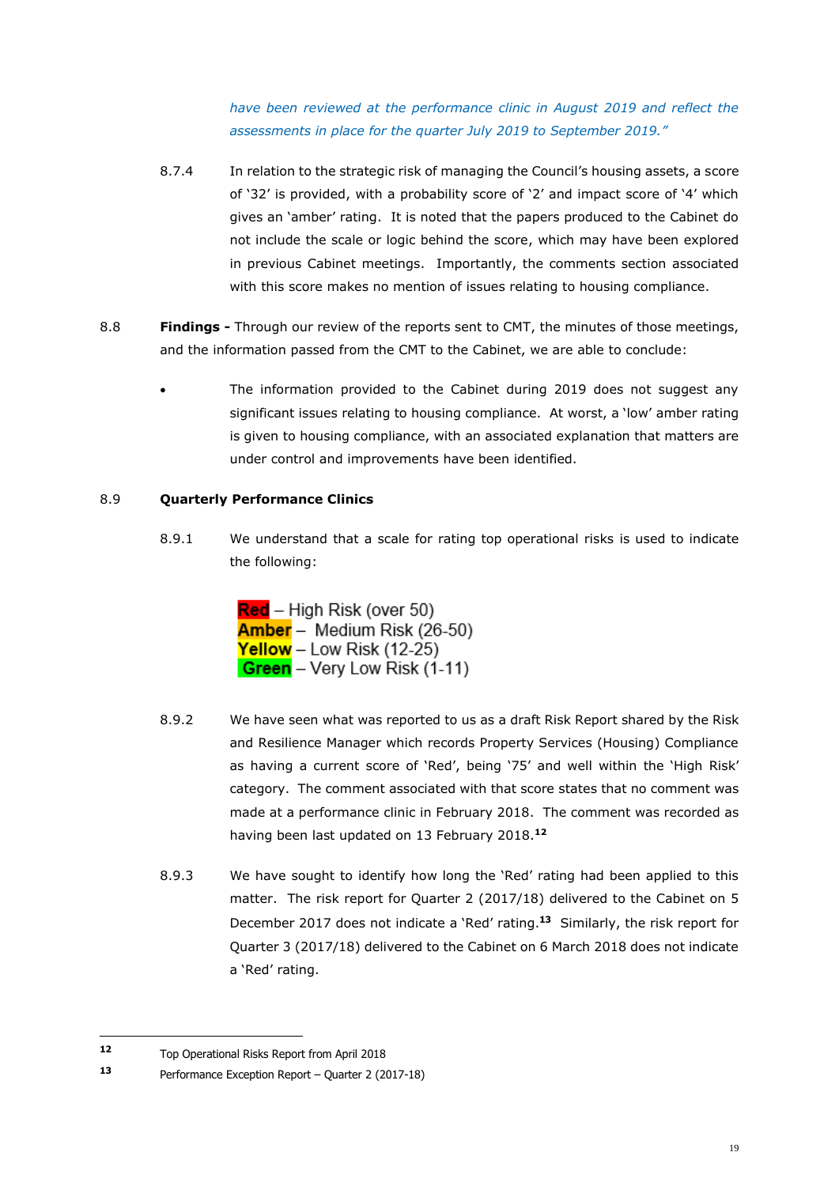*have been reviewed at the performance clinic in August 2019 and reflect the assessments in place for the quarter July 2019 to September 2019."*

8.7.4 In relation to the strategic risk of managing the Council's housing assets, a score of '32' is provided, with a probability score of '2' and impact score of '4' which gives an 'amber' rating. It is noted that the papers produced to the Cabinet do not include the scale or logic behind the score, which may have been explored in previous Cabinet meetings. Importantly, the comments section associated with this score makes no mention of issues relating to housing compliance.

8.8 **Findings -** Through our review of the reports sent to CMT, the minutes of those meetings, and the information passed from the CMT to the Cabinet, we are able to conclude:

- The information provided to the Cabinet during 2019 does not suggest any significant issues relating to housing compliance. At worst, a 'low' amber rating is given to housing compliance, with an associated explanation that matters are under control and improvements have been identified.

8.9 **Quarterly Performance Clinics**

8.9.1 We understand that a scale for rating top operational risks is used to indicate the following:

Red – High Risk (over 50)
Amber – Medium Risk (26-50)
Yellow – Low Risk (12-25)
Green – Very Low Risk (1-11)

8.9.2 We have seen what was reported to us as a draft Risk Report shared by the Risk and Resilience Manager which records Property Services (Housing) Compliance as having a current score of 'Red', being '75' and well within the 'High Risk' category. The comment associated with that score states that no comment was made at a performance clinic in February 2018. The comment was recorded as having been last updated on 13 February 2018.[12]

8.9.3 We have sought to identify how long the 'Red' rating had been applied to this matter. The risk report for Quarter 2 (2017/18) delivered to the Cabinet on 5 December 2017 does not indicate a 'Red' rating.[13] Similarly, the risk report for Quarter 3 (2017/18) delivered to the Cabinet on 6 March 2018 does not indicate a 'Red' rating.

---

[12] Top Operational Risks Report from April 2018

[13] Performance Exception Report – Quarter 2 (2017-18)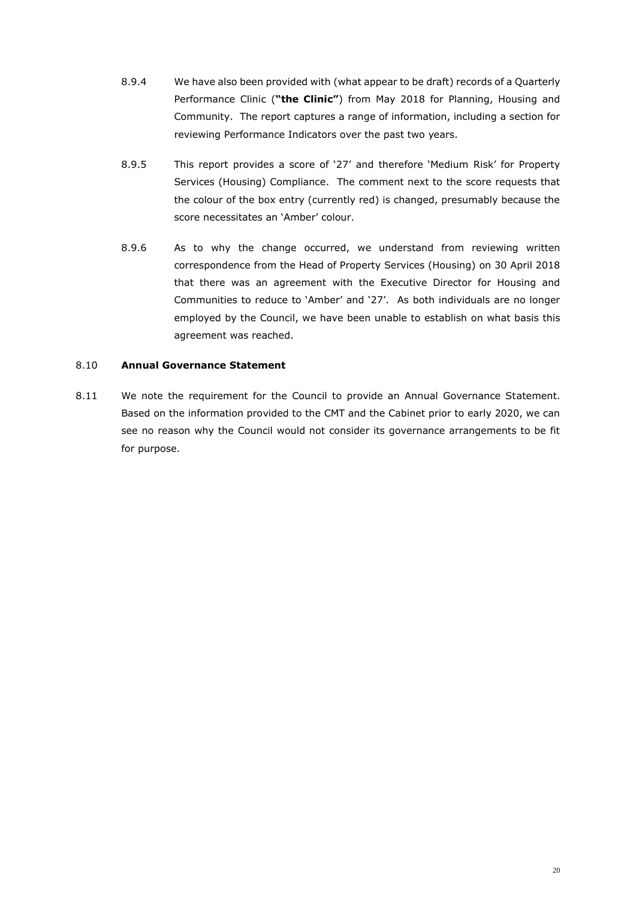8.9.4 We have also been provided with (what appear to be draft) records of a Quarterly Performance Clinic (**"the Clinic"**) from May 2018 for Planning, Housing and Community. The report captures a range of information, including a section for reviewing Performance Indicators over the past two years.

8.9.5 This report provides a score of '27' and therefore 'Medium Risk' for Property Services (Housing) Compliance. The comment next to the score requests that the colour of the box entry (currently red) is changed, presumably because the score necessitates an 'Amber' colour.

8.9.6 As to why the change occurred, we understand from reviewing written correspondence from the Head of Property Services (Housing) on 30 April 2018 that there was an agreement with the Executive Director for Housing and Communities to reduce to 'Amber' and '27'. As both individuals are no longer employed by the Council, we have been unable to establish on what basis this agreement was reached.

8.10 **Annual Governance Statement**

8.11 We note the requirement for the Council to provide an Annual Governance Statement. Based on the information provided to the CMT and the Cabinet prior to early 2020, we can see no reason why the Council would not consider its governance arrangements to be fit for purpose.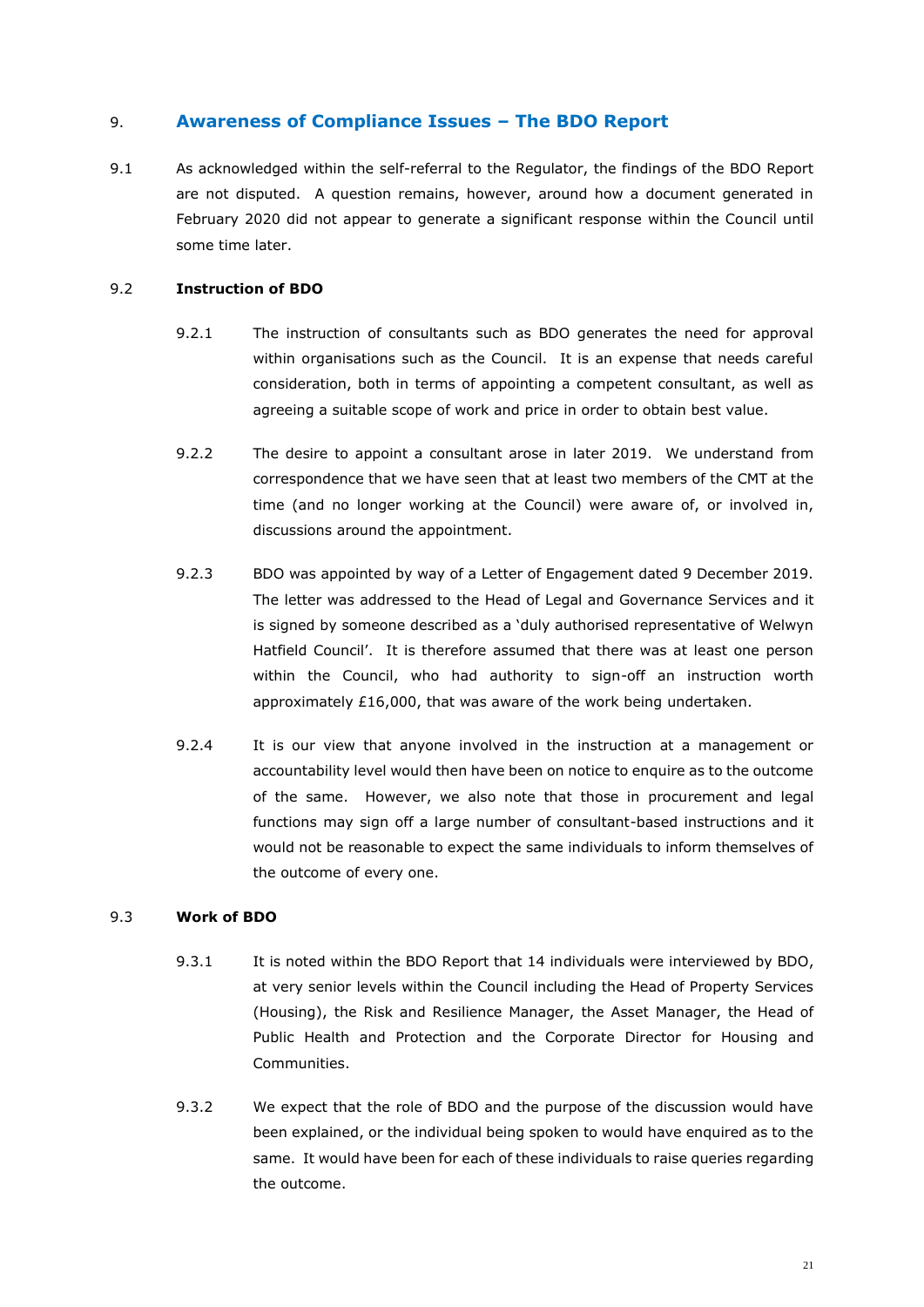## 9. Awareness of Compliance Issues – The BDO Report

9.1 As acknowledged within the self-referral to the Regulator, the findings of the BDO Report are not disputed. A question remains, however, around how a document generated in February 2020 did not appear to generate a significant response within the Council until some time later.

### 9.2 Instruction of BDO

9.2.1 The instruction of consultants such as BDO generates the need for approval within organisations such as the Council. It is an expense that needs careful consideration, both in terms of appointing a competent consultant, as well as agreeing a suitable scope of work and price in order to obtain best value.

9.2.2 The desire to appoint a consultant arose in later 2019. We understand from correspondence that we have seen that at least two members of the CMT at the time (and no longer working at the Council) were aware of, or involved in, discussions around the appointment.

9.2.3 BDO was appointed by way of a Letter of Engagement dated 9 December 2019. The letter was addressed to the Head of Legal and Governance Services and it is signed by someone described as a 'duly authorised representative of Welwyn Hatfield Council'. It is therefore assumed that there was at least one person within the Council, who had authority to sign-off an instruction worth approximately £16,000, that was aware of the work being undertaken.

9.2.4 It is our view that anyone involved in the instruction at a management or accountability level would then have been on notice to enquire as to the outcome of the same. However, we also note that those in procurement and legal functions may sign off a large number of consultant-based instructions and it would not be reasonable to expect the same individuals to inform themselves of the outcome of every one.

### 9.3 Work of BDO

9.3.1 It is noted within the BDO Report that 14 individuals were interviewed by BDO, at very senior levels within the Council including the Head of Property Services (Housing), the Risk and Resilience Manager, the Asset Manager, the Head of Public Health and Protection and the Corporate Director for Housing and Communities.

9.3.2 We expect that the role of BDO and the purpose of the discussion would have been explained, or the individual being spoken to would have enquired as to the same. It would have been for each of these individuals to raise queries regarding the outcome.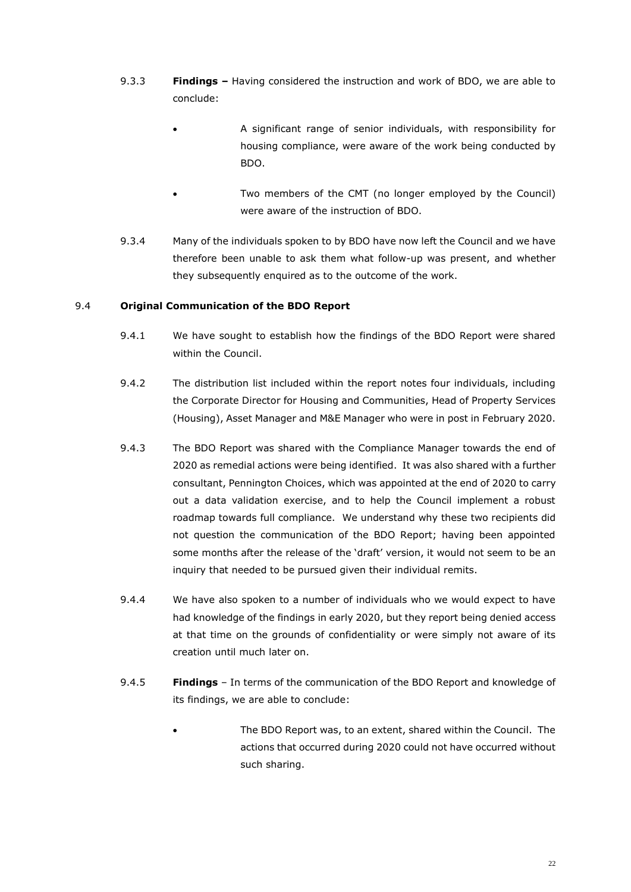9.3.3 **Findings –** Having considered the instruction and work of BDO, we are able to conclude:

- A significant range of senior individuals, with responsibility for housing compliance, were aware of the work being conducted by BDO.
- Two members of the CMT (no longer employed by the Council) were aware of the instruction of BDO.

9.3.4 Many of the individuals spoken to by BDO have now left the Council and we have therefore been unable to ask them what follow-up was present, and whether they subsequently enquired as to the outcome of the work.

### 9.4 **Original Communication of the BDO Report**

9.4.1 We have sought to establish how the findings of the BDO Report were shared within the Council.

9.4.2 The distribution list included within the report notes four individuals, including the Corporate Director for Housing and Communities, Head of Property Services (Housing), Asset Manager and M&E Manager who were in post in February 2020.

9.4.3 The BDO Report was shared with the Compliance Manager towards the end of 2020 as remedial actions were being identified. It was also shared with a further consultant, Pennington Choices, which was appointed at the end of 2020 to carry out a data validation exercise, and to help the Council implement a robust roadmap towards full compliance. We understand why these two recipients did not question the communication of the BDO Report; having been appointed some months after the release of the 'draft' version, it would not seem to be an inquiry that needed to be pursued given their individual remits.

9.4.4 We have also spoken to a number of individuals who we would expect to have had knowledge of the findings in early 2020, but they report being denied access at that time on the grounds of confidentiality or were simply not aware of its creation until much later on.

9.4.5 **Findings** – In terms of the communication of the BDO Report and knowledge of its findings, we are able to conclude:

- The BDO Report was, to an extent, shared within the Council. The actions that occurred during 2020 could not have occurred without such sharing.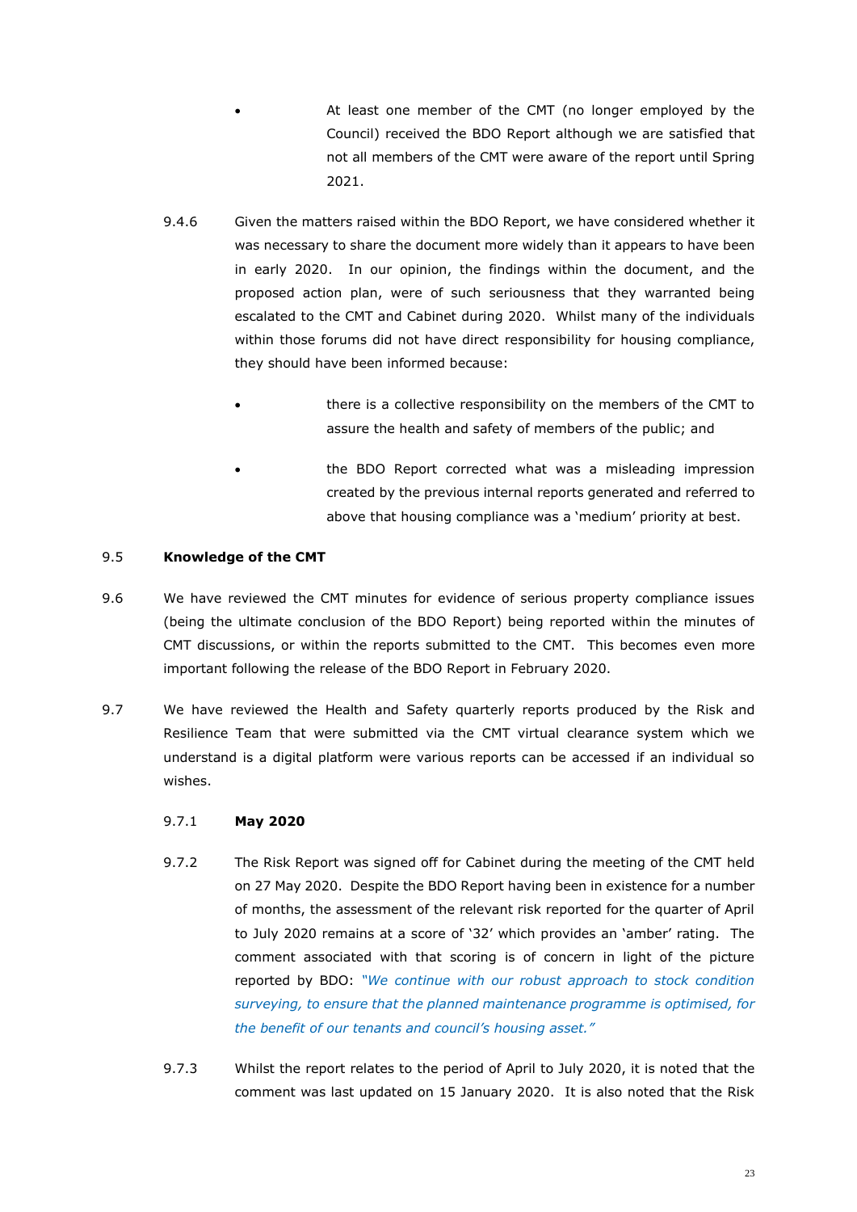- At least one member of the CMT (no longer employed by the Council) received the BDO Report although we are satisfied that not all members of the CMT were aware of the report until Spring 2021.

9.4.6 Given the matters raised within the BDO Report, we have considered whether it was necessary to share the document more widely than it appears to have been in early 2020. In our opinion, the findings within the document, and the proposed action plan, were of such seriousness that they warranted being escalated to the CMT and Cabinet during 2020. Whilst many of the individuals within those forums did not have direct responsibility for housing compliance, they should have been informed because:

- there is a collective responsibility on the members of the CMT to assure the health and safety of members of the public; and
- the BDO Report corrected what was a misleading impression created by the previous internal reports generated and referred to above that housing compliance was a 'medium' priority at best.

9.5 **Knowledge of the CMT**

9.6 We have reviewed the CMT minutes for evidence of serious property compliance issues (being the ultimate conclusion of the BDO Report) being reported within the minutes of CMT discussions, or within the reports submitted to the CMT. This becomes even more important following the release of the BDO Report in February 2020.

9.7 We have reviewed the Health and Safety quarterly reports produced by the Risk and Resilience Team that were submitted via the CMT virtual clearance system which we understand is a digital platform were various reports can be accessed if an individual so wishes.

9.7.1 **May 2020**

9.7.2 The Risk Report was signed off for Cabinet during the meeting of the CMT held on 27 May 2020. Despite the BDO Report having been in existence for a number of months, the assessment of the relevant risk reported for the quarter of April to July 2020 remains at a score of '32' which provides an 'amber' rating. The comment associated with that scoring is of concern in light of the picture reported by BDO: *"We continue with our robust approach to stock condition surveying, to ensure that the planned maintenance programme is optimised, for the benefit of our tenants and council's housing asset."*

9.7.3 Whilst the report relates to the period of April to July 2020, it is noted that the comment was last updated on 15 January 2020. It is also noted that the Risk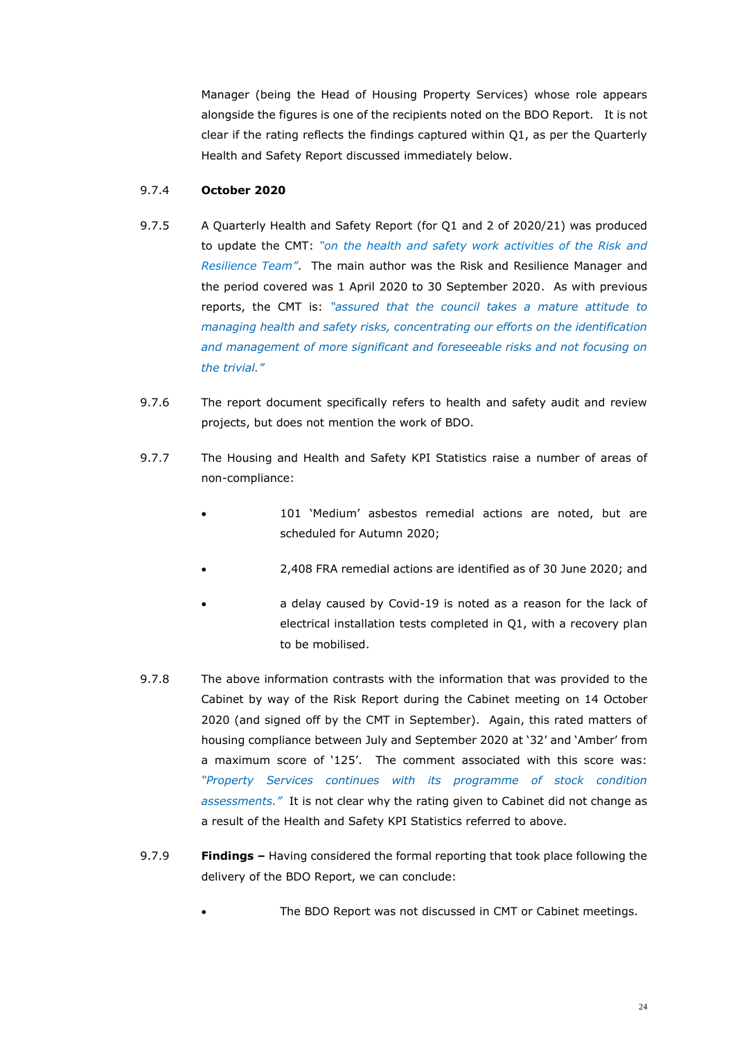Manager (being the Head of Housing Property Services) whose role appears alongside the figures is one of the recipients noted on the BDO Report. It is not clear if the rating reflects the findings captured within Q1, as per the Quarterly Health and Safety Report discussed immediately below.

9.7.4 **October 2020**

9.7.5 A Quarterly Health and Safety Report (for Q1 and 2 of 2020/21) was produced to update the CMT: *"on the health and safety work activities of the Risk and Resilience Team"*. The main author was the Risk and Resilience Manager and the period covered was 1 April 2020 to 30 September 2020. As with previous reports, the CMT is: *"assured that the council takes a mature attitude to managing health and safety risks, concentrating our efforts on the identification and management of more significant and foreseeable risks and not focusing on the trivial."*

9.7.6 The report document specifically refers to health and safety audit and review projects, but does not mention the work of BDO.

9.7.7 The Housing and Health and Safety KPI Statistics raise a number of areas of non-compliance:

- 101 'Medium' asbestos remedial actions are noted, but are scheduled for Autumn 2020;
- 2,408 FRA remedial actions are identified as of 30 June 2020; and
- a delay caused by Covid-19 is noted as a reason for the lack of electrical installation tests completed in Q1, with a recovery plan to be mobilised.

9.7.8 The above information contrasts with the information that was provided to the Cabinet by way of the Risk Report during the Cabinet meeting on 14 October 2020 (and signed off by the CMT in September). Again, this rated matters of housing compliance between July and September 2020 at '32' and 'Amber' from a maximum score of '125'. The comment associated with this score was: *"Property Services continues with its programme of stock condition assessments."* It is not clear why the rating given to Cabinet did not change as a result of the Health and Safety KPI Statistics referred to above.

9.7.9 **Findings –** Having considered the formal reporting that took place following the delivery of the BDO Report, we can conclude:

- The BDO Report was not discussed in CMT or Cabinet meetings.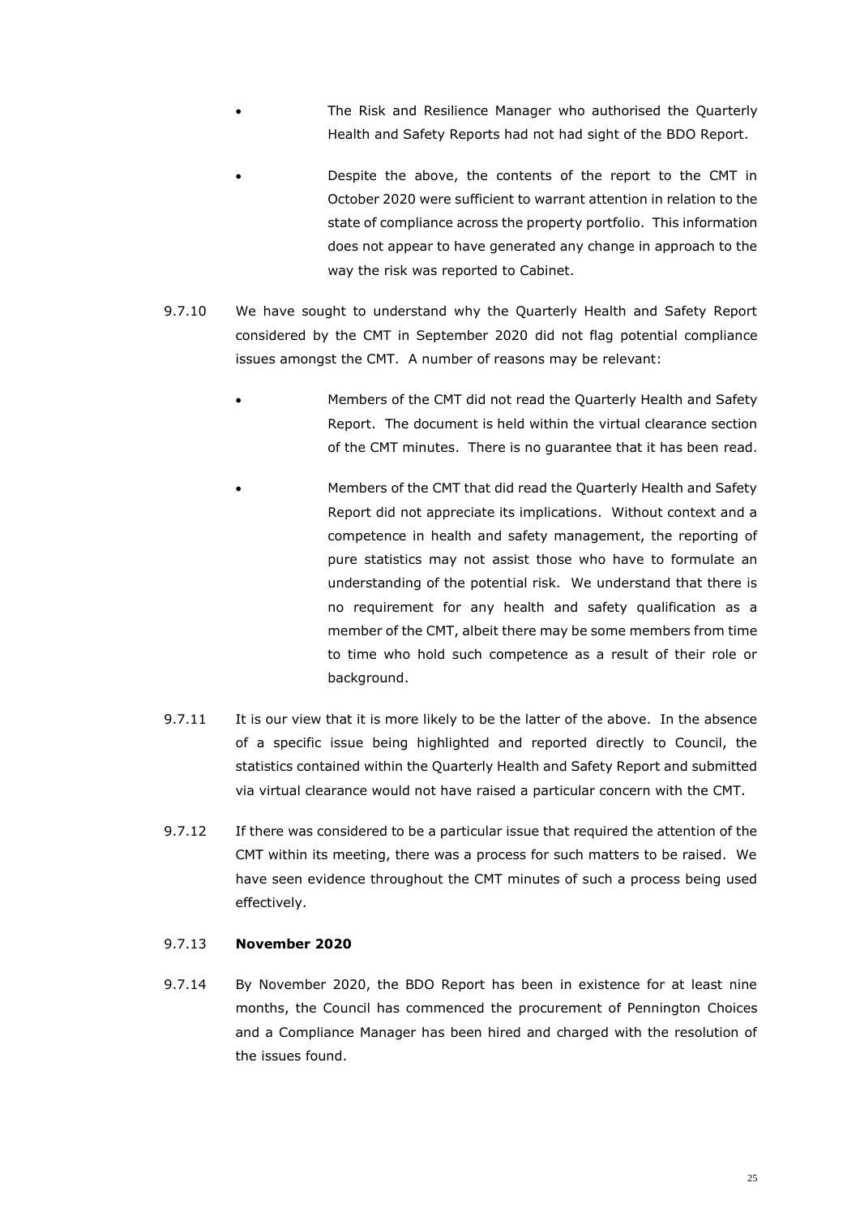- The Risk and Resilience Manager who authorised the Quarterly Health and Safety Reports had not had sight of the BDO Report.

- Despite the above, the contents of the report to the CMT in October 2020 were sufficient to warrant attention in relation to the state of compliance across the property portfolio. This information does not appear to have generated any change in approach to the way the risk was reported to Cabinet.

9.7.10 We have sought to understand why the Quarterly Health and Safety Report considered by the CMT in September 2020 did not flag potential compliance issues amongst the CMT. A number of reasons may be relevant:

- Members of the CMT did not read the Quarterly Health and Safety Report. The document is held within the virtual clearance section of the CMT minutes. There is no guarantee that it has been read.

- Members of the CMT that did read the Quarterly Health and Safety Report did not appreciate its implications. Without context and a competence in health and safety management, the reporting of pure statistics may not assist those who have to formulate an understanding of the potential risk. We understand that there is no requirement for any health and safety qualification as a member of the CMT, albeit there may be some members from time to time who hold such competence as a result of their role or background.

9.7.11 It is our view that it is more likely to be the latter of the above. In the absence of a specific issue being highlighted and reported directly to Council, the statistics contained within the Quarterly Health and Safety Report and submitted via virtual clearance would not have raised a particular concern with the CMT.

9.7.12 If there was considered to be a particular issue that required the attention of the CMT within its meeting, there was a process for such matters to be raised. We have seen evidence throughout the CMT minutes of such a process being used effectively.

9.7.13 **November 2020**

9.7.14 By November 2020, the BDO Report has been in existence for at least nine months, the Council has commenced the procurement of Pennington Choices and a Compliance Manager has been hired and charged with the resolution of the issues found.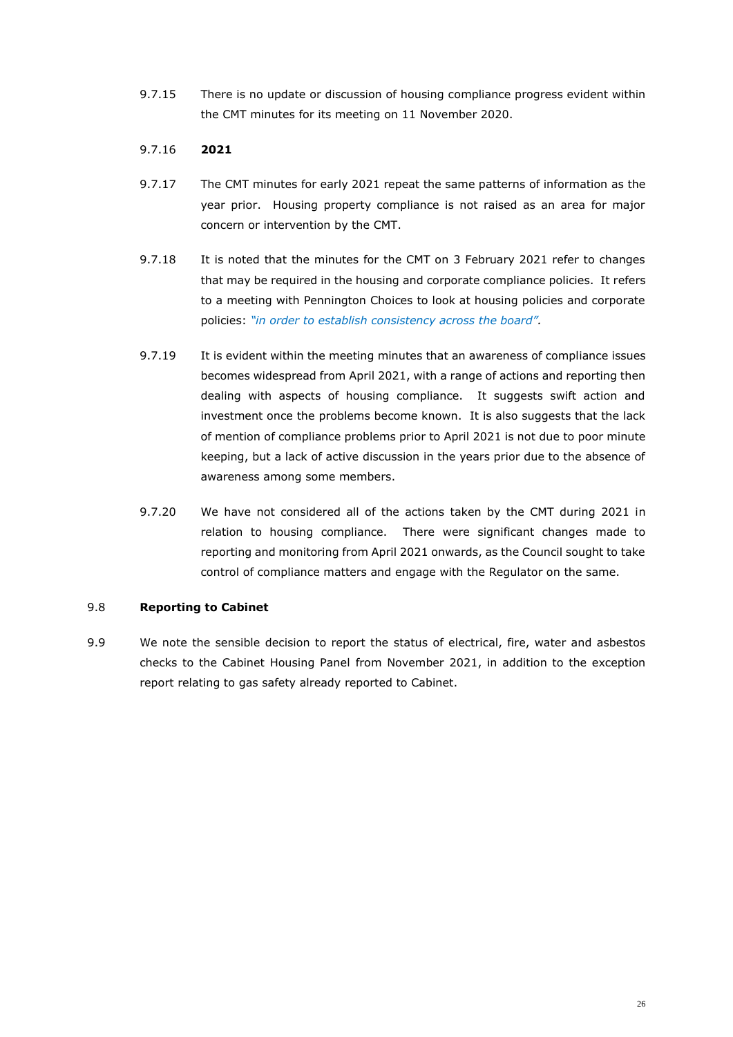9.7.15 There is no update or discussion of housing compliance progress evident within the CMT minutes for its meeting on 11 November 2020.

9.7.16 **2021**

9.7.17 The CMT minutes for early 2021 repeat the same patterns of information as the year prior. Housing property compliance is not raised as an area for major concern or intervention by the CMT.

9.7.18 It is noted that the minutes for the CMT on 3 February 2021 refer to changes that may be required in the housing and corporate compliance policies. It refers to a meeting with Pennington Choices to look at housing policies and corporate policies: *"in order to establish consistency across the board".*

9.7.19 It is evident within the meeting minutes that an awareness of compliance issues becomes widespread from April 2021, with a range of actions and reporting then dealing with aspects of housing compliance. It suggests swift action and investment once the problems become known. It is also suggests that the lack of mention of compliance problems prior to April 2021 is not due to poor minute keeping, but a lack of active discussion in the years prior due to the absence of awareness among some members.

9.7.20 We have not considered all of the actions taken by the CMT during 2021 in relation to housing compliance. There were significant changes made to reporting and monitoring from April 2021 onwards, as the Council sought to take control of compliance matters and engage with the Regulator on the same.

## 9.8 Reporting to Cabinet

9.9 We note the sensible decision to report the status of electrical, fire, water and asbestos checks to the Cabinet Housing Panel from November 2021, in addition to the exception report relating to gas safety already reported to Cabinet.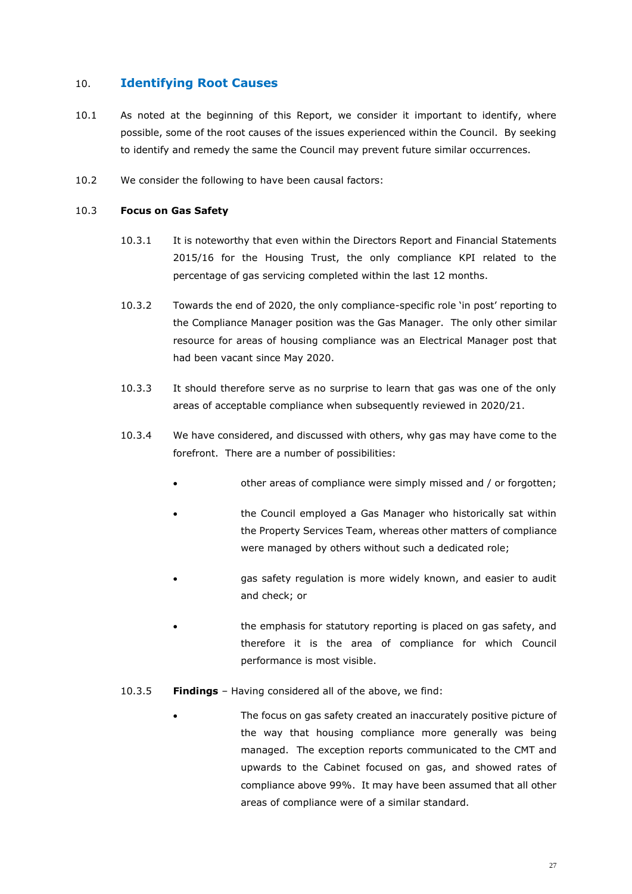## 10. Identifying Root Causes

10.1 As noted at the beginning of this Report, we consider it important to identify, where possible, some of the root causes of the issues experienced within the Council. By seeking to identify and remedy the same the Council may prevent future similar occurrences.

10.2 We consider the following to have been causal factors:

10.3 **Focus on Gas Safety**

10.3.1 It is noteworthy that even within the Directors Report and Financial Statements 2015/16 for the Housing Trust, the only compliance KPI related to the percentage of gas servicing completed within the last 12 months.

10.3.2 Towards the end of 2020, the only compliance-specific role 'in post' reporting to the Compliance Manager position was the Gas Manager. The only other similar resource for areas of housing compliance was an Electrical Manager post that had been vacant since May 2020.

10.3.3 It should therefore serve as no surprise to learn that gas was one of the only areas of acceptable compliance when subsequently reviewed in 2020/21.

10.3.4 We have considered, and discussed with others, why gas may have come to the forefront. There are a number of possibilities:

- other areas of compliance were simply missed and / or forgotten;
- the Council employed a Gas Manager who historically sat within the Property Services Team, whereas other matters of compliance were managed by others without such a dedicated role;
- gas safety regulation is more widely known, and easier to audit and check; or
- the emphasis for statutory reporting is placed on gas safety, and therefore it is the area of compliance for which Council performance is most visible.

10.3.5 **Findings** – Having considered all of the above, we find:

- The focus on gas safety created an inaccurately positive picture of the way that housing compliance more generally was being managed. The exception reports communicated to the CMT and upwards to the Cabinet focused on gas, and showed rates of compliance above 99%. It may have been assumed that all other areas of compliance were of a similar standard.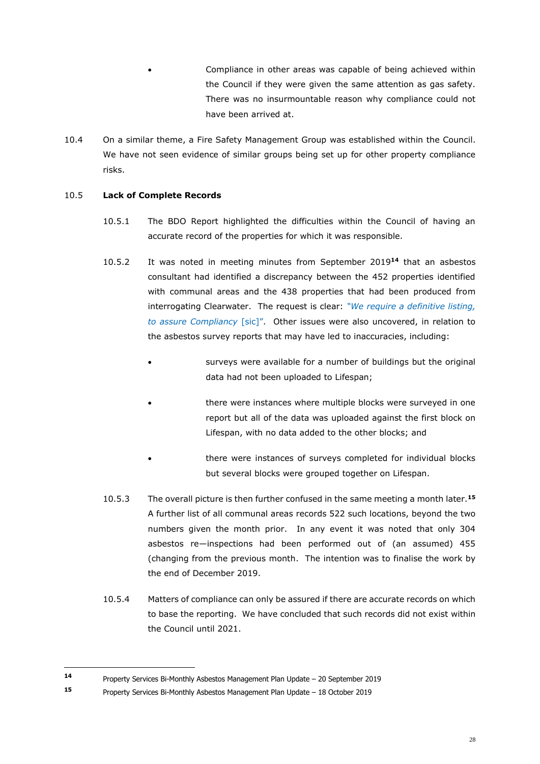- Compliance in other areas was capable of being achieved within the Council if they were given the same attention as gas safety. There was no insurmountable reason why compliance could not have been arrived at.

10.4 On a similar theme, a Fire Safety Management Group was established within the Council. We have not seen evidence of similar groups being set up for other property compliance risks.

10.5 **Lack of Complete Records**

10.5.1 The BDO Report highlighted the difficulties within the Council of having an accurate record of the properties for which it was responsible.

10.5.2 It was noted in meeting minutes from September 2019[14] that an asbestos consultant had identified a discrepancy between the 452 properties identified with communal areas and the 438 properties that had been produced from interrogating Clearwater. The request is clear: *"We require a definitive listing, to assure Compliancy* [sic]". Other issues were also uncovered, in relation to the asbestos survey reports that may have led to inaccuracies, including:

- surveys were available for a number of buildings but the original data had not been uploaded to Lifespan;
- there were instances where multiple blocks were surveyed in one report but all of the data was uploaded against the first block on Lifespan, with no data added to the other blocks; and
- there were instances of surveys completed for individual blocks but several blocks were grouped together on Lifespan.

10.5.3 The overall picture is then further confused in the same meeting a month later.[15] A further list of all communal areas records 522 such locations, beyond the two numbers given the month prior. In any event it was noted that only 304 asbestos re—inspections had been performed out of (an assumed) 455 (changing from the previous month. The intention was to finalise the work by the end of December 2019.

10.5.4 Matters of compliance can only be assured if there are accurate records on which to base the reporting. We have concluded that such records did not exist within the Council until 2021.

---

[14] Property Services Bi-Monthly Asbestos Management Plan Update – 20 September 2019

[15] Property Services Bi-Monthly Asbestos Management Plan Update – 18 October 2019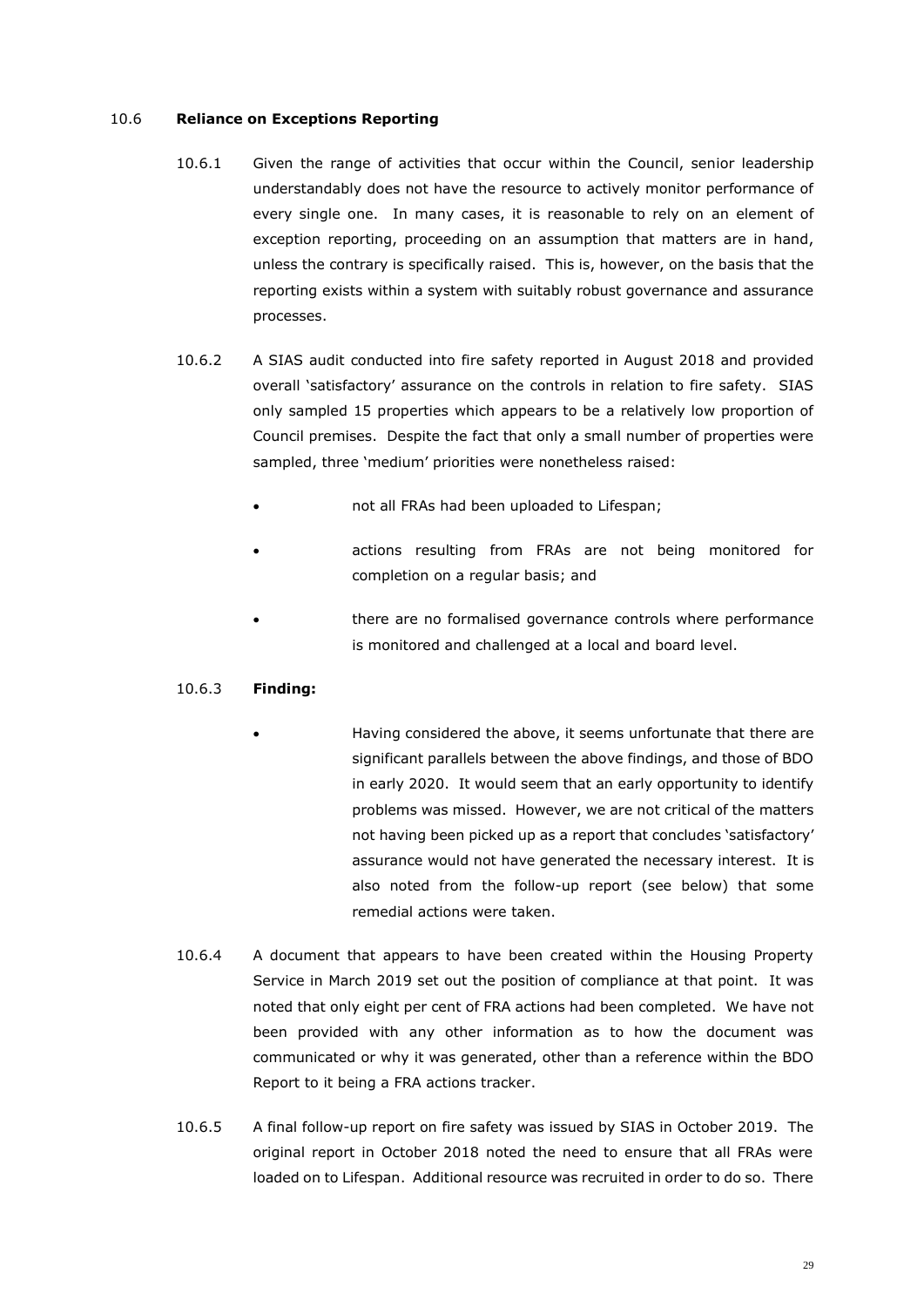### 10.6 **Reliance on Exceptions Reporting**

10.6.1 Given the range of activities that occur within the Council, senior leadership understandably does not have the resource to actively monitor performance of every single one. In many cases, it is reasonable to rely on an element of exception reporting, proceeding on an assumption that matters are in hand, unless the contrary is specifically raised. This is, however, on the basis that the reporting exists within a system with suitably robust governance and assurance processes.

10.6.2 A SIAS audit conducted into fire safety reported in August 2018 and provided overall 'satisfactory' assurance on the controls in relation to fire safety. SIAS only sampled 15 properties which appears to be a relatively low proportion of Council premises. Despite the fact that only a small number of properties were sampled, three 'medium' priorities were nonetheless raised:

- not all FRAs had been uploaded to Lifespan;
- actions resulting from FRAs are not being monitored for completion on a regular basis; and
- there are no formalised governance controls where performance is monitored and challenged at a local and board level.

10.6.3 **Finding:**

- Having considered the above, it seems unfortunate that there are significant parallels between the above findings, and those of BDO in early 2020. It would seem that an early opportunity to identify problems was missed. However, we are not critical of the matters not having been picked up as a report that concludes 'satisfactory' assurance would not have generated the necessary interest. It is also noted from the follow-up report (see below) that some remedial actions were taken.

10.6.4 A document that appears to have been created within the Housing Property Service in March 2019 set out the position of compliance at that point. It was noted that only eight per cent of FRA actions had been completed. We have not been provided with any other information as to how the document was communicated or why it was generated, other than a reference within the BDO Report to it being a FRA actions tracker.

10.6.5 A final follow-up report on fire safety was issued by SIAS in October 2019. The original report in October 2018 noted the need to ensure that all FRAs were loaded on to Lifespan. Additional resource was recruited in order to do so. There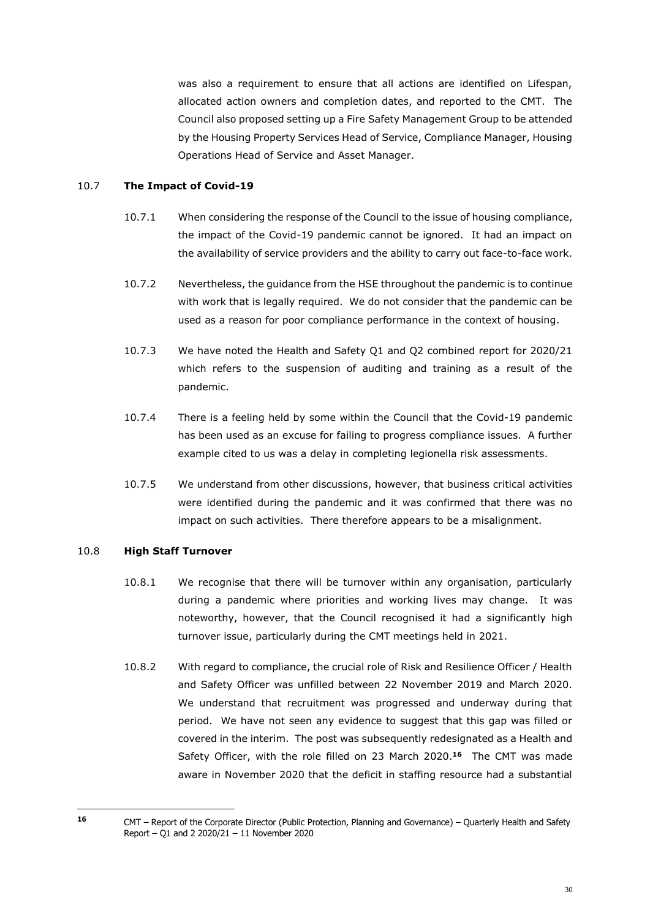was also a requirement to ensure that all actions are identified on Lifespan, allocated action owners and completion dates, and reported to the CMT. The Council also proposed setting up a Fire Safety Management Group to be attended by the Housing Property Services Head of Service, Compliance Manager, Housing Operations Head of Service and Asset Manager.

### 10.7 **The Impact of Covid-19**

10.7.1 When considering the response of the Council to the issue of housing compliance, the impact of the Covid-19 pandemic cannot be ignored. It had an impact on the availability of service providers and the ability to carry out face-to-face work.

10.7.2 Nevertheless, the guidance from the HSE throughout the pandemic is to continue with work that is legally required. We do not consider that the pandemic can be used as a reason for poor compliance performance in the context of housing.

10.7.3 We have noted the Health and Safety Q1 and Q2 combined report for 2020/21 which refers to the suspension of auditing and training as a result of the pandemic.

10.7.4 There is a feeling held by some within the Council that the Covid-19 pandemic has been used as an excuse for failing to progress compliance issues. A further example cited to us was a delay in completing legionella risk assessments.

10.7.5 We understand from other discussions, however, that business critical activities were identified during the pandemic and it was confirmed that there was no impact on such activities. There therefore appears to be a misalignment.

### 10.8 **High Staff Turnover**

10.8.1 We recognise that there will be turnover within any organisation, particularly during a pandemic where priorities and working lives may change. It was noteworthy, however, that the Council recognised it had a significantly high turnover issue, particularly during the CMT meetings held in 2021.

10.8.2 With regard to compliance, the crucial role of Risk and Resilience Officer / Health and Safety Officer was unfilled between 22 November 2019 and March 2020. We understand that recruitment was progressed and underway during that period. We have not seen any evidence to suggest that this gap was filled or covered in the interim. The post was subsequently redesignated as a Health and Safety Officer, with the role filled on 23 March 2020.[16] The CMT was made aware in November 2020 that the deficit in staffing resource had a substantial

---

[16] CMT – Report of the Corporate Director (Public Protection, Planning and Governance) – Quarterly Health and Safety Report – Q1 and 2 2020/21 – 11 November 2020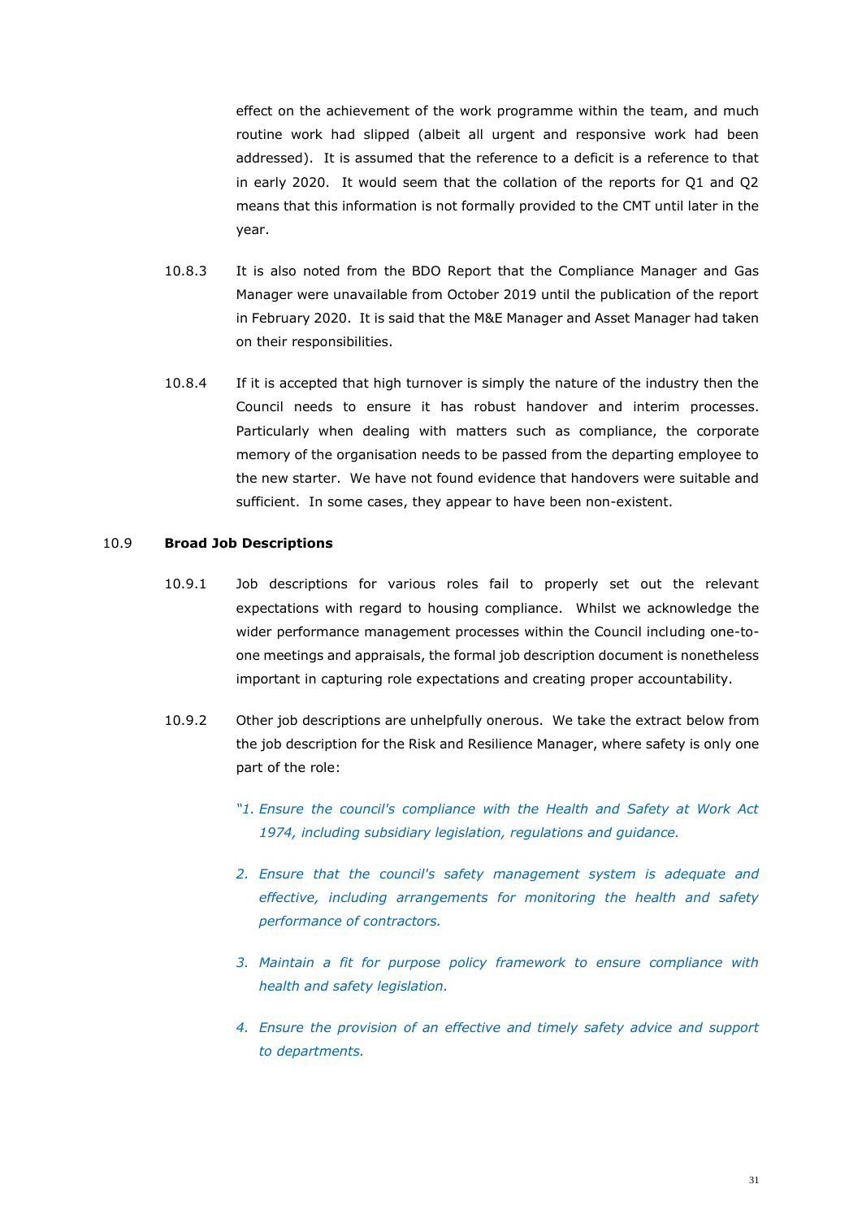effect on the achievement of the work programme within the team, and much routine work had slipped (albeit all urgent and responsive work had been addressed). It is assumed that the reference to a deficit is a reference to that in early 2020. It would seem that the collation of the reports for Q1 and Q2 means that this information is not formally provided to the CMT until later in the year.

10.8.3 It is also noted from the BDO Report that the Compliance Manager and Gas Manager were unavailable from October 2019 until the publication of the report in February 2020. It is said that the M&E Manager and Asset Manager had taken on their responsibilities.

10.8.4 If it is accepted that high turnover is simply the nature of the industry then the Council needs to ensure it has robust handover and interim processes. Particularly when dealing with matters such as compliance, the corporate memory of the organisation needs to be passed from the departing employee to the new starter. We have not found evidence that handovers were suitable and sufficient. In some cases, they appear to have been non-existent.

## 10.9 Broad Job Descriptions

10.9.1 Job descriptions for various roles fail to properly set out the relevant expectations with regard to housing compliance. Whilst we acknowledge the wider performance management processes within the Council including one-to-one meetings and appraisals, the formal job description document is nonetheless important in capturing role expectations and creating proper accountability.

10.9.2 Other job descriptions are unhelpfully onerous. We take the extract below from the job description for the Risk and Resilience Manager, where safety is only one part of the role:

*"1. Ensure the council's compliance with the Health and Safety at Work Act 1974, including subsidiary legislation, regulations and guidance.*

*2. Ensure that the council's safety management system is adequate and effective, including arrangements for monitoring the health and safety performance of contractors.*

*3. Maintain a fit for purpose policy framework to ensure compliance with health and safety legislation.*

*4. Ensure the provision of an effective and timely safety advice and support to departments.*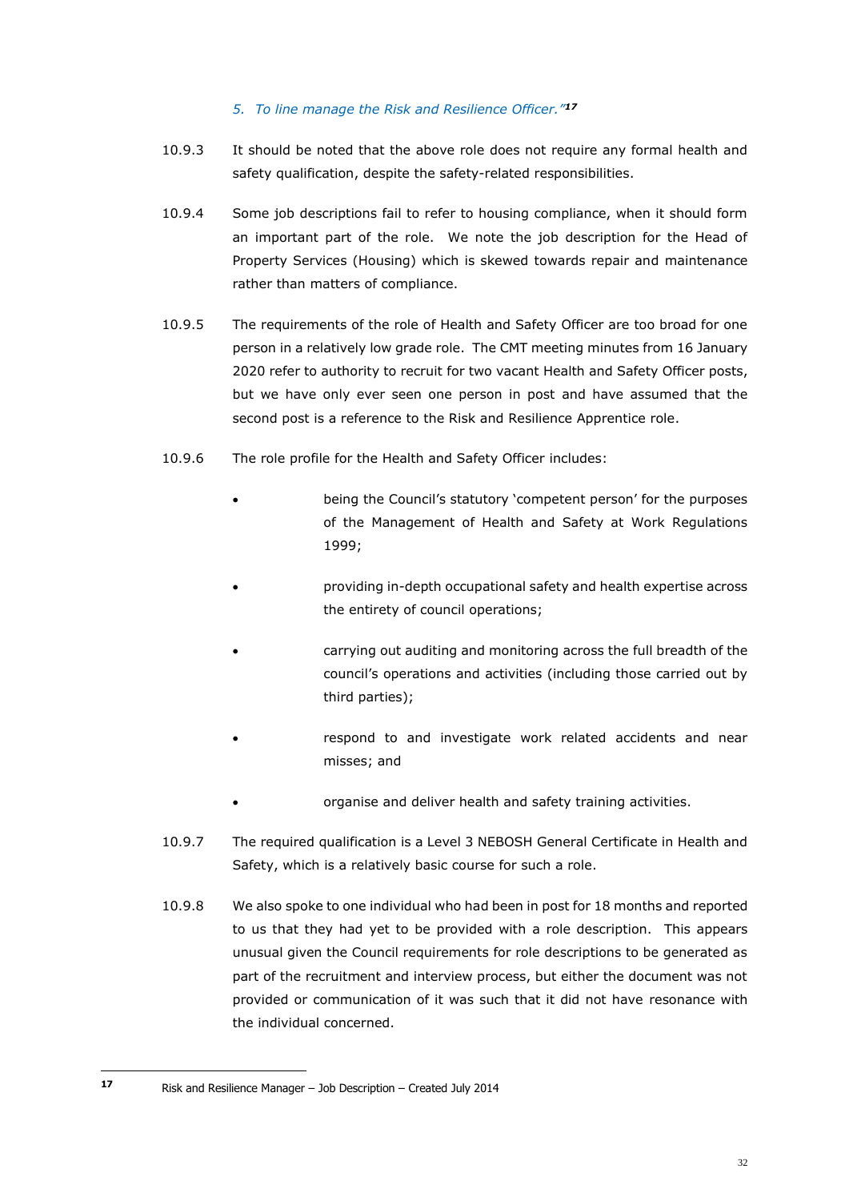*5. To line manage the Risk and Resilience Officer."*[17]

10.9.3 It should be noted that the above role does not require any formal health and safety qualification, despite the safety-related responsibilities.

10.9.4 Some job descriptions fail to refer to housing compliance, when it should form an important part of the role. We note the job description for the Head of Property Services (Housing) which is skewed towards repair and maintenance rather than matters of compliance.

10.9.5 The requirements of the role of Health and Safety Officer are too broad for one person in a relatively low grade role. The CMT meeting minutes from 16 January 2020 refer to authority to recruit for two vacant Health and Safety Officer posts, but we have only ever seen one person in post and have assumed that the second post is a reference to the Risk and Resilience Apprentice role.

10.9.6 The role profile for the Health and Safety Officer includes:

- being the Council's statutory 'competent person' for the purposes of the Management of Health and Safety at Work Regulations 1999;
- providing in-depth occupational safety and health expertise across the entirety of council operations;
- carrying out auditing and monitoring across the full breadth of the council's operations and activities (including those carried out by third parties);
- respond to and investigate work related accidents and near misses; and
- organise and deliver health and safety training activities.

10.9.7 The required qualification is a Level 3 NEBOSH General Certificate in Health and Safety, which is a relatively basic course for such a role.

10.9.8 We also spoke to one individual who had been in post for 18 months and reported to us that they had yet to be provided with a role description. This appears unusual given the Council requirements for role descriptions to be generated as part of the recruitment and interview process, but either the document was not provided or communication of it was such that it did not have resonance with the individual concerned.

---

[17] Risk and Resilience Manager – Job Description – Created July 2014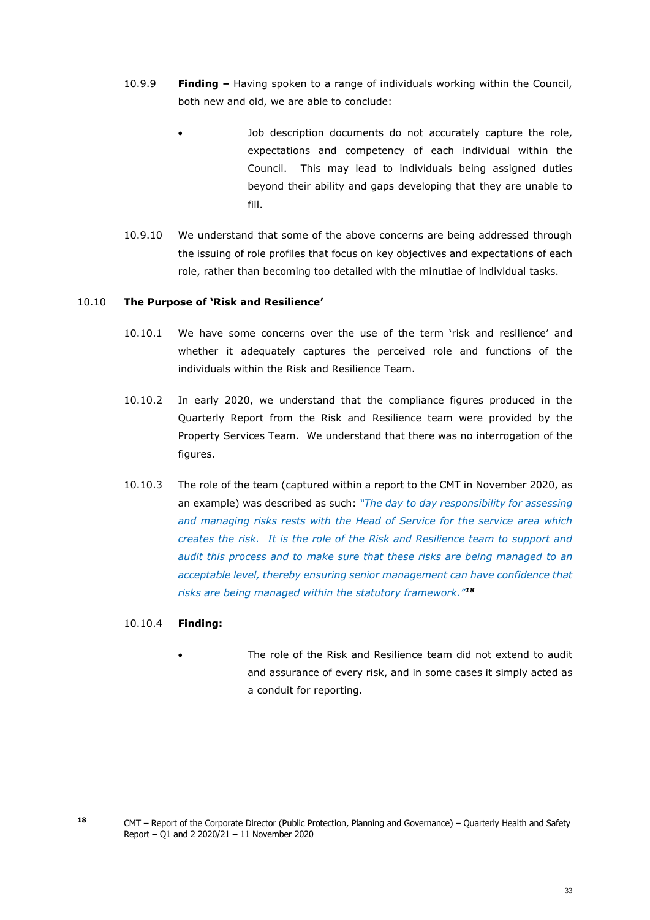10.9.9 **Finding –** Having spoken to a range of individuals working within the Council, both new and old, we are able to conclude:

- Job description documents do not accurately capture the role, expectations and competency of each individual within the Council. This may lead to individuals being assigned duties beyond their ability and gaps developing that they are unable to fill.

10.9.10 We understand that some of the above concerns are being addressed through the issuing of role profiles that focus on key objectives and expectations of each role, rather than becoming too detailed with the minutiae of individual tasks.

### 10.10 The Purpose of 'Risk and Resilience'

10.10.1 We have some concerns over the use of the term 'risk and resilience' and whether it adequately captures the perceived role and functions of the individuals within the Risk and Resilience Team.

10.10.2 In early 2020, we understand that the compliance figures produced in the Quarterly Report from the Risk and Resilience team were provided by the Property Services Team. We understand that there was no interrogation of the figures.

10.10.3 The role of the team (captured within a report to the CMT in November 2020, as an example) was described as such: *"The day to day responsibility for assessing and managing risks rests with the Head of Service for the service area which creates the risk. It is the role of the Risk and Resilience team to support and audit this process and to make sure that these risks are being managed to an acceptable level, thereby ensuring senior management can have confidence that risks are being managed within the statutory framework."*[18]

10.10.4 **Finding:**

- The role of the Risk and Resilience team did not extend to audit and assurance of every risk, and in some cases it simply acted as a conduit for reporting.

---

[18] CMT – Report of the Corporate Director (Public Protection, Planning and Governance) – Quarterly Health and Safety Report – Q1 and 2 2020/21 – 11 November 2020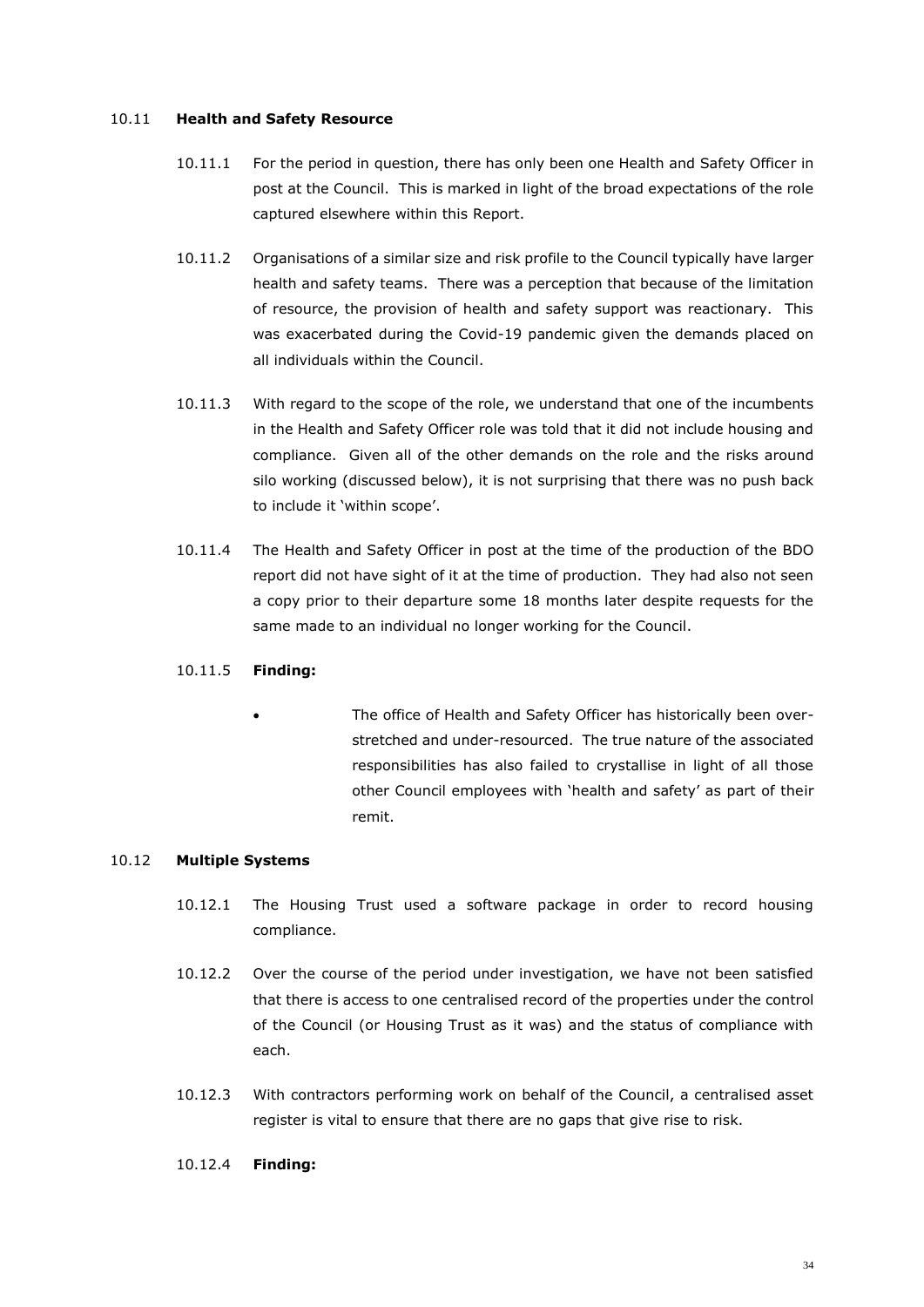## 10.11 **Health and Safety Resource**

10.11.1 For the period in question, there has only been one Health and Safety Officer in post at the Council. This is marked in light of the broad expectations of the role captured elsewhere within this Report.

10.11.2 Organisations of a similar size and risk profile to the Council typically have larger health and safety teams. There was a perception that because of the limitation of resource, the provision of health and safety support was reactionary. This was exacerbated during the Covid-19 pandemic given the demands placed on all individuals within the Council.

10.11.3 With regard to the scope of the role, we understand that one of the incumbents in the Health and Safety Officer role was told that it did not include housing and compliance. Given all of the other demands on the role and the risks around silo working (discussed below), it is not surprising that there was no push back to include it 'within scope'.

10.11.4 The Health and Safety Officer in post at the time of the production of the BDO report did not have sight of it at the time of production. They had also not seen a copy prior to their departure some 18 months later despite requests for the same made to an individual no longer working for the Council.

10.11.5 **Finding:**

- The office of Health and Safety Officer has historically been over-stretched and under-resourced. The true nature of the associated responsibilities has also failed to crystallise in light of all those other Council employees with 'health and safety' as part of their remit.

## 10.12 **Multiple Systems**

10.12.1 The Housing Trust used a software package in order to record housing compliance.

10.12.2 Over the course of the period under investigation, we have not been satisfied that there is access to one centralised record of the properties under the control of the Council (or Housing Trust as it was) and the status of compliance with each.

10.12.3 With contractors performing work on behalf of the Council, a centralised asset register is vital to ensure that there are no gaps that give rise to risk.

10.12.4 **Finding:**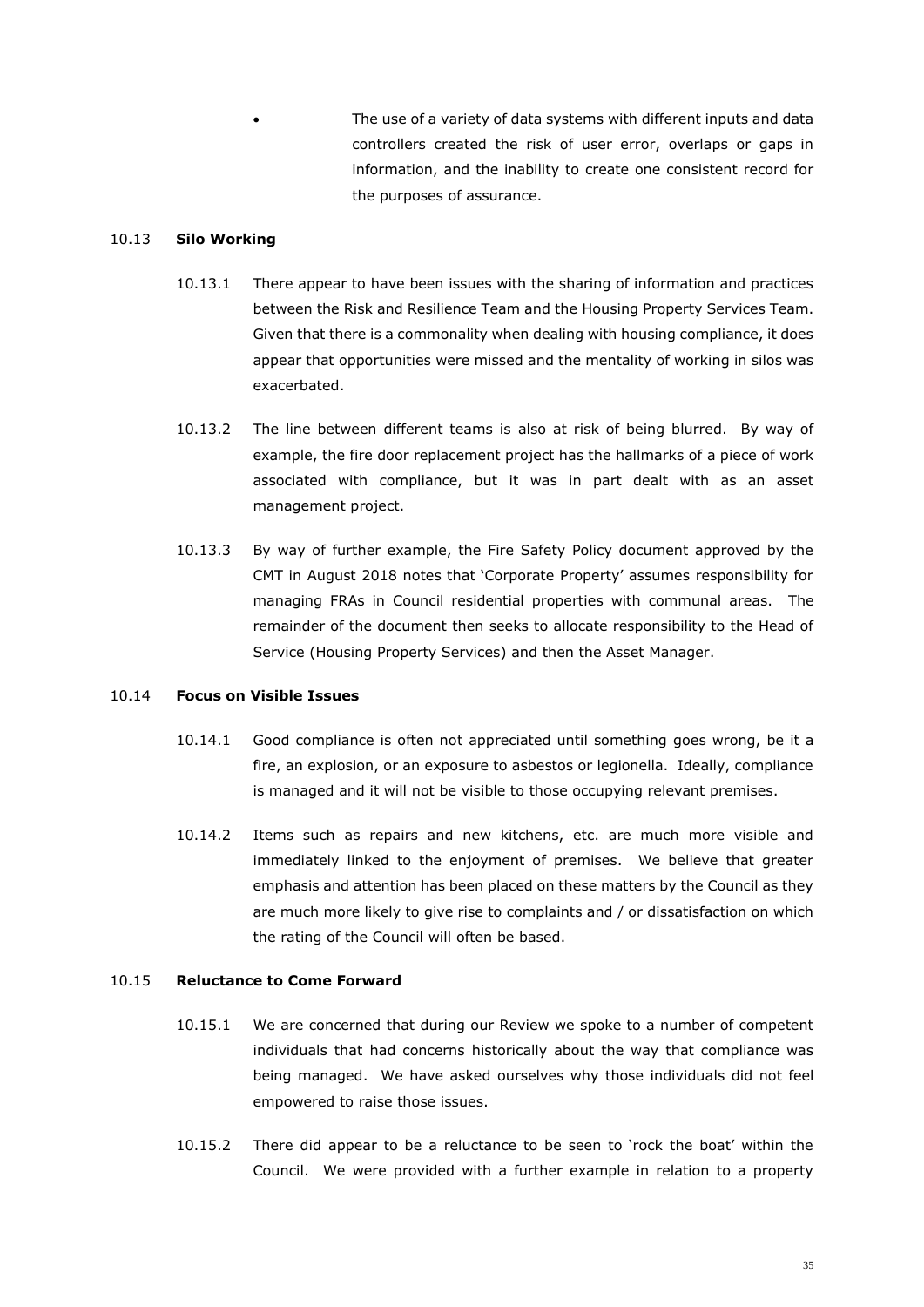- The use of a variety of data systems with different inputs and data controllers created the risk of user error, overlaps or gaps in information, and the inability to create one consistent record for the purposes of assurance.

10.13 **Silo Working**

10.13.1 There appear to have been issues with the sharing of information and practices between the Risk and Resilience Team and the Housing Property Services Team. Given that there is a commonality when dealing with housing compliance, it does appear that opportunities were missed and the mentality of working in silos was exacerbated.

10.13.2 The line between different teams is also at risk of being blurred. By way of example, the fire door replacement project has the hallmarks of a piece of work associated with compliance, but it was in part dealt with as an asset management project.

10.13.3 By way of further example, the Fire Safety Policy document approved by the CMT in August 2018 notes that 'Corporate Property' assumes responsibility for managing FRAs in Council residential properties with communal areas. The remainder of the document then seeks to allocate responsibility to the Head of Service (Housing Property Services) and then the Asset Manager.

10.14 **Focus on Visible Issues**

10.14.1 Good compliance is often not appreciated until something goes wrong, be it a fire, an explosion, or an exposure to asbestos or legionella. Ideally, compliance is managed and it will not be visible to those occupying relevant premises.

10.14.2 Items such as repairs and new kitchens, etc. are much more visible and immediately linked to the enjoyment of premises. We believe that greater emphasis and attention has been placed on these matters by the Council as they are much more likely to give rise to complaints and / or dissatisfaction on which the rating of the Council will often be based.

10.15 **Reluctance to Come Forward**

10.15.1 We are concerned that during our Review we spoke to a number of competent individuals that had concerns historically about the way that compliance was being managed. We have asked ourselves why those individuals did not feel empowered to raise those issues.

10.15.2 There did appear to be a reluctance to be seen to 'rock the boat' within the Council. We were provided with a further example in relation to a property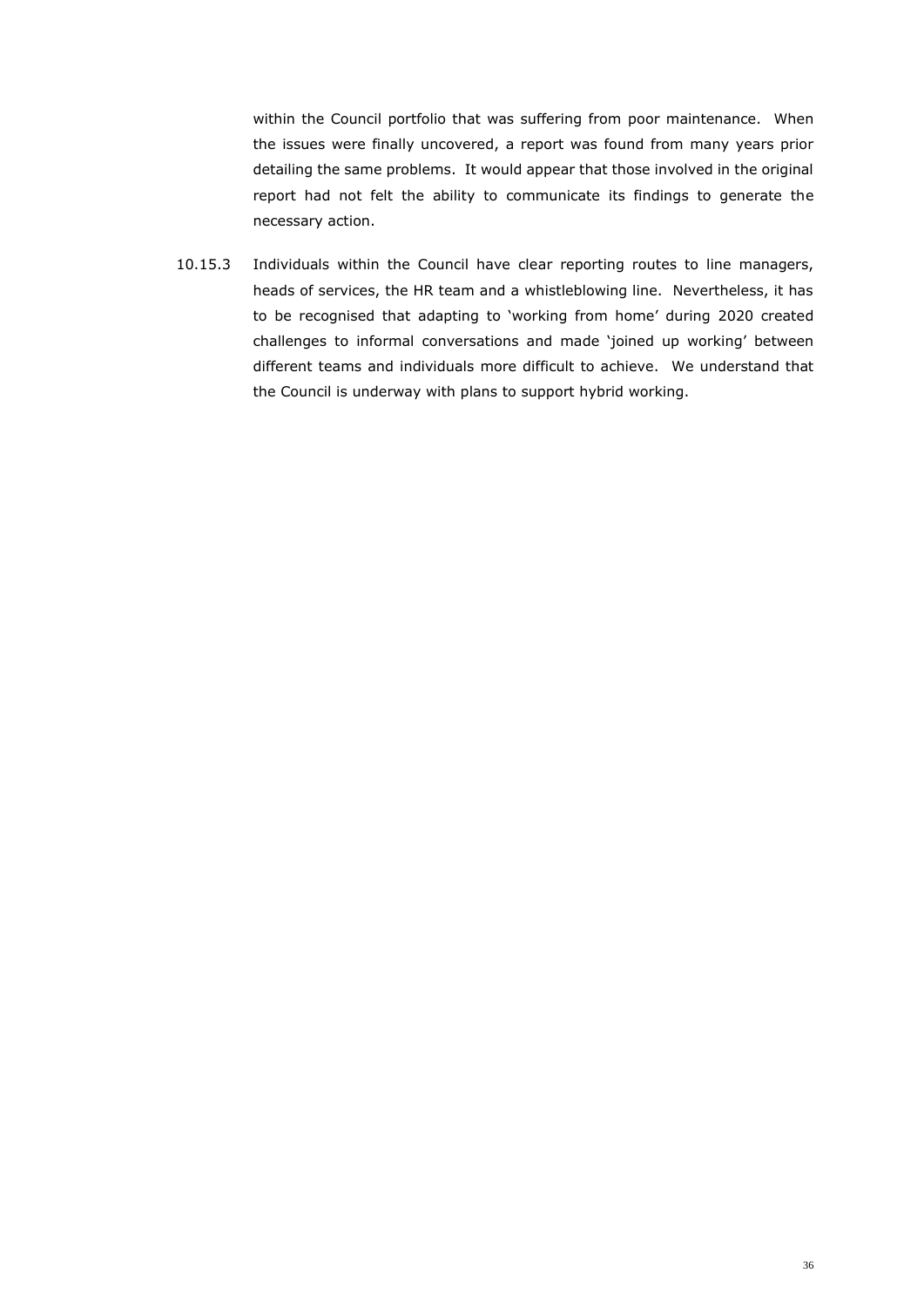within the Council portfolio that was suffering from poor maintenance. When the issues were finally uncovered, a report was found from many years prior detailing the same problems. It would appear that those involved in the original report had not felt the ability to communicate its findings to generate the necessary action.

10.15.3 Individuals within the Council have clear reporting routes to line managers, heads of services, the HR team and a whistleblowing line. Nevertheless, it has to be recognised that adapting to 'working from home' during 2020 created challenges to informal conversations and made 'joined up working' between different teams and individuals more difficult to achieve. We understand that the Council is underway with plans to support hybrid working.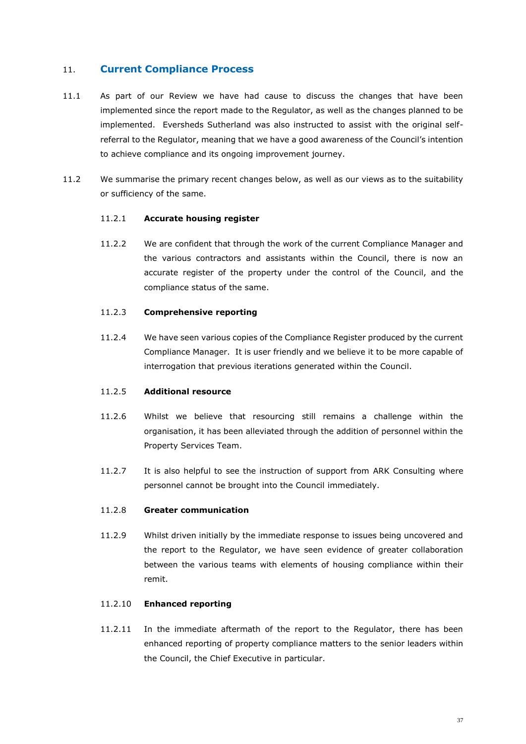## 11. Current Compliance Process

11.1 As part of our Review we have had cause to discuss the changes that have been implemented since the report made to the Regulator, as well as the changes planned to be implemented. Eversheds Sutherland was also instructed to assist with the original self-referral to the Regulator, meaning that we have a good awareness of the Council's intention to achieve compliance and its ongoing improvement journey.

11.2 We summarise the primary recent changes below, as well as our views as to the suitability or sufficiency of the same.

11.2.1 **Accurate housing register**

11.2.2 We are confident that through the work of the current Compliance Manager and the various contractors and assistants within the Council, there is now an accurate register of the property under the control of the Council, and the compliance status of the same.

11.2.3 **Comprehensive reporting**

11.2.4 We have seen various copies of the Compliance Register produced by the current Compliance Manager. It is user friendly and we believe it to be more capable of interrogation that previous iterations generated within the Council.

11.2.5 **Additional resource**

11.2.6 Whilst we believe that resourcing still remains a challenge within the organisation, it has been alleviated through the addition of personnel within the Property Services Team.

11.2.7 It is also helpful to see the instruction of support from ARK Consulting where personnel cannot be brought into the Council immediately.

11.2.8 **Greater communication**

11.2.9 Whilst driven initially by the immediate response to issues being uncovered and the report to the Regulator, we have seen evidence of greater collaboration between the various teams with elements of housing compliance within their remit.

11.2.10 **Enhanced reporting**

11.2.11 In the immediate aftermath of the report to the Regulator, there has been enhanced reporting of property compliance matters to the senior leaders within the Council, the Chief Executive in particular.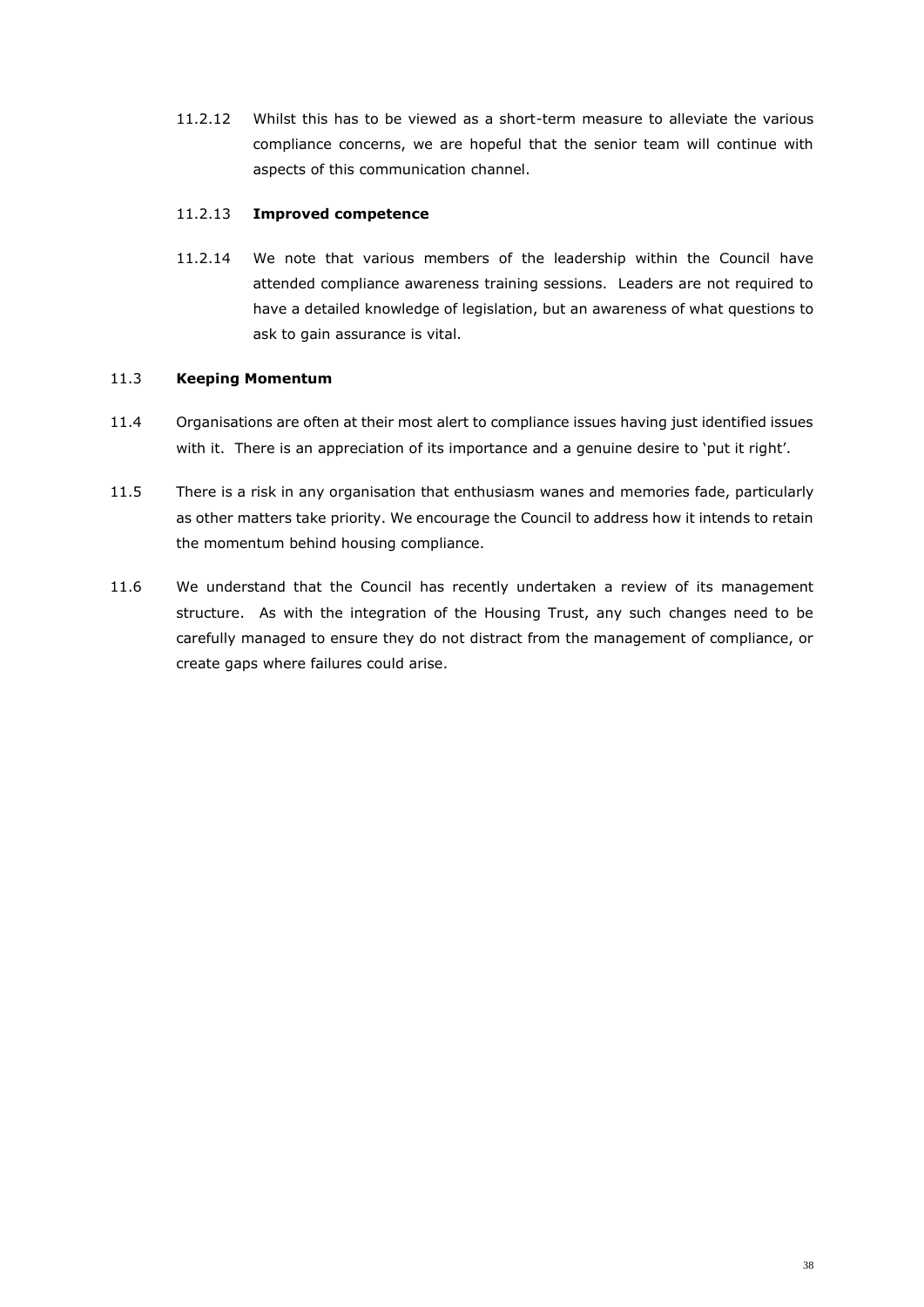11.2.12 Whilst this has to be viewed as a short-term measure to alleviate the various compliance concerns, we are hopeful that the senior team will continue with aspects of this communication channel.

11.2.13 **Improved competence**

11.2.14 We note that various members of the leadership within the Council have attended compliance awareness training sessions. Leaders are not required to have a detailed knowledge of legislation, but an awareness of what questions to ask to gain assurance is vital.

11.3 **Keeping Momentum**

11.4 Organisations are often at their most alert to compliance issues having just identified issues with it. There is an appreciation of its importance and a genuine desire to 'put it right'.

11.5 There is a risk in any organisation that enthusiasm wanes and memories fade, particularly as other matters take priority. We encourage the Council to address how it intends to retain the momentum behind housing compliance.

11.6 We understand that the Council has recently undertaken a review of its management structure. As with the integration of the Housing Trust, any such changes need to be carefully managed to ensure they do not distract from the management of compliance, or create gaps where failures could arise.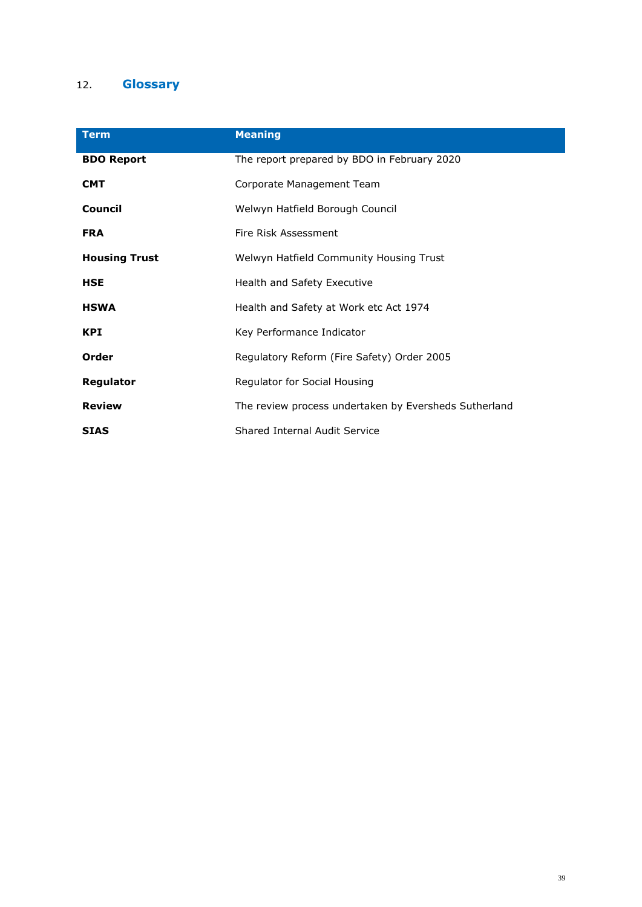## 12. Glossary

| Term | Meaning |
| --- | --- |
| **BDO Report** | The report prepared by BDO in February 2020 |
| **CMT** | Corporate Management Team |
| **Council** | Welwyn Hatfield Borough Council |
| **FRA** | Fire Risk Assessment |
| **Housing Trust** | Welwyn Hatfield Community Housing Trust |
| **HSE** | Health and Safety Executive |
| **HSWA** | Health and Safety at Work etc Act 1974 |
| **KPI** | Key Performance Indicator |
| **Order** | Regulatory Reform (Fire Safety) Order 2005 |
| **Regulator** | Regulator for Social Housing |
| **Review** | The review process undertaken by Eversheds Sutherland |
| **SIAS** | Shared Internal Audit Service |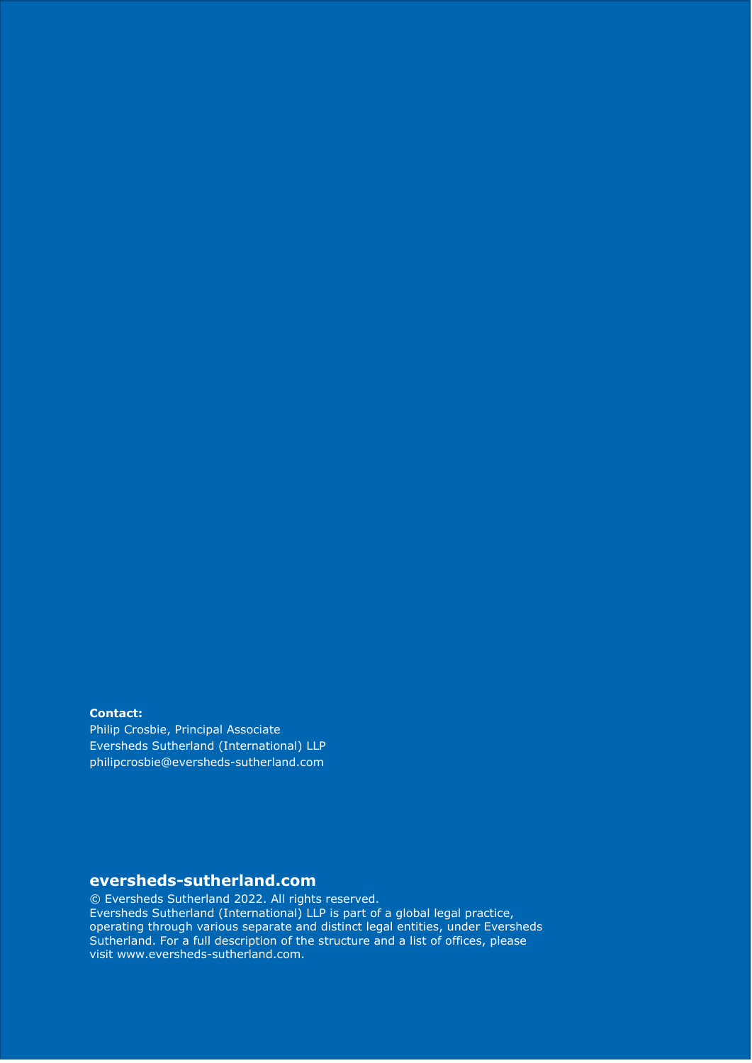**Contact:**
Philip Crosbie, Principal Associate
Eversheds Sutherland (International) LLP
philipcrosbie@eversheds-sutherland.com

**eversheds-sutherland.com**

© Eversheds Sutherland 2022. All rights reserved.
Eversheds Sutherland (International) LLP is part of a global legal practice, operating through various separate and distinct legal entities, under Eversheds Sutherland. For a full description of the structure and a list of offices, please visit www.eversheds-sutherland.com.